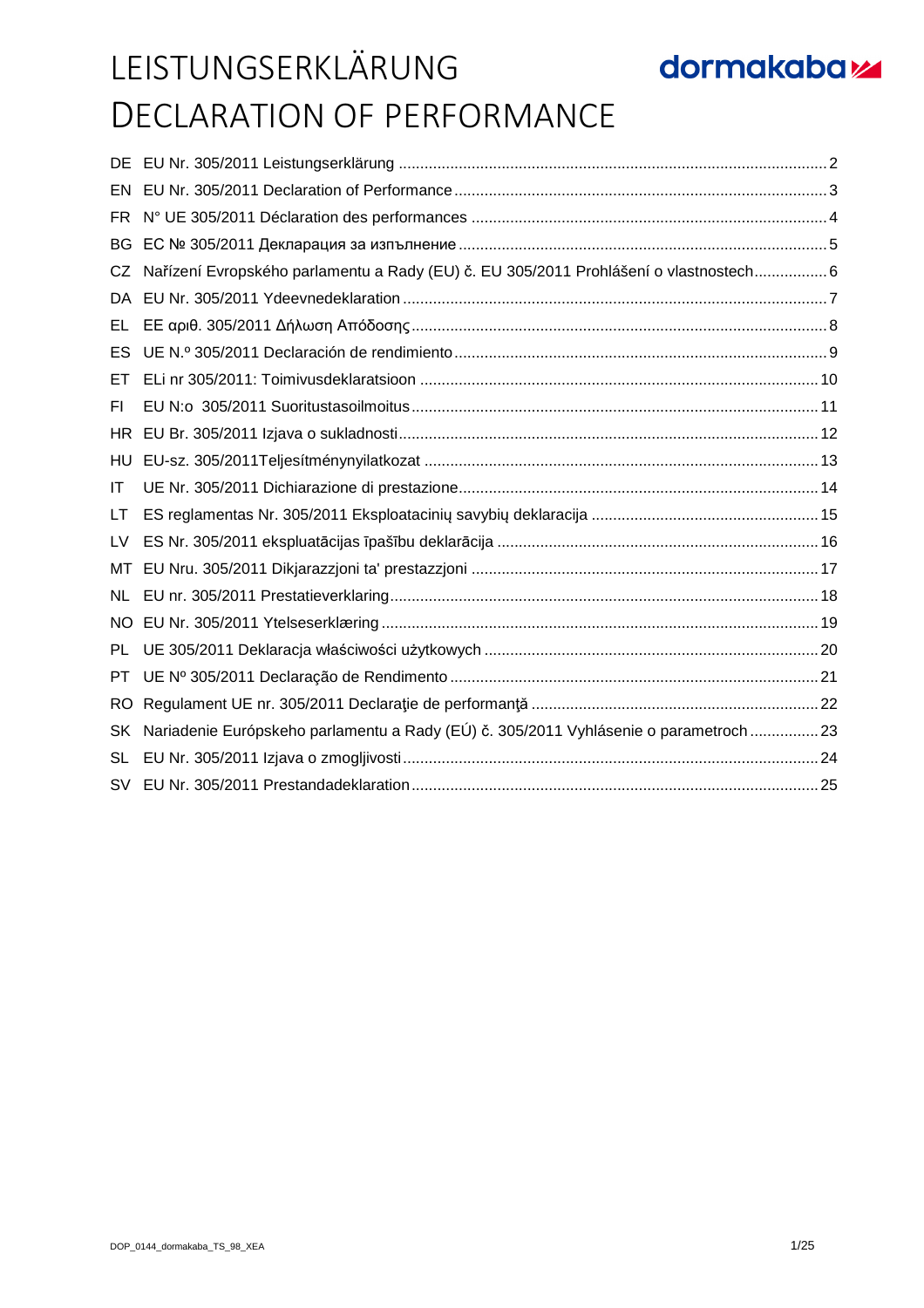# LEISTUNGSERKLÄRUNG
# DECLARATION OF PERFORMANCE

dormakaba

| | | |
|---|---|---|
| DE | EU Nr. 305/2011 Leistungserklärung | 2 |
| EN | EU Nr. 305/2011 Declaration of Performance | 3 |
| FR | N° UE 305/2011 Déclaration des performances | 4 |
| BG | ЕС № 305/2011 Декларация за изпълнение | 5 |
| CZ | Nařízení Evropského parlamentu a Rady (EU) č. EU 305/2011 Prohlášení o vlastnostech | 6 |
| DA | EU Nr. 305/2011 Ydeevnedeklaration | 7 |
| EL | ΕΕ αριθ. 305/2011 Δήλωση Απόδοσης | 8 |
| ES | UE N.º 305/2011 Declaración de rendimiento | 9 |
| ET | ELi nr 305/2011: Toimivusdeklaratsioon | 10 |
| FI | EU N:o 305/2011 Suoritustasoilmoitus | 11 |
| HR | EU Br. 305/2011 Izjava o sukladnosti | 12 |
| HU | EU-sz. 305/2011Teljesítménynyilatkozat | 13 |
| IT | UE Nr. 305/2011 Dichiarazione di prestazione | 14 |
| LT | ES reglamentas Nr. 305/2011 Eksploatacinių savybių deklaracija | 15 |
| LV | ES Nr. 305/2011 ekspluatācijas īpašību deklarācija | 16 |
| MT | EU Nru. 305/2011 Dikjarazzjoni ta' prestazzjoni | 17 |
| NL | EU nr. 305/2011 Prestatieverklaring | 18 |
| NO | EU Nr. 305/2011 Ytelseserklæring | 19 |
| PL | UE 305/2011 Deklaracja właściwości użytkowych | 20 |
| PT | UE Nº 305/2011 Declaração de Rendimento | 21 |
| RO | Regulament UE nr. 305/2011 Declaraţie de performanţă | 22 |
| SK | Nariadenie Európskeho parlamentu a Rady (EÚ) č. 305/2011 Vyhlásenie o parametroch | 23 |
| SL | EU Nr. 305/2011 Izjava o zmogljivosti | 24 |
| SV | EU Nr. 305/2011 Prestandadeklaration | 25 |

DOP_0144_dormakaba_TS_98_XEA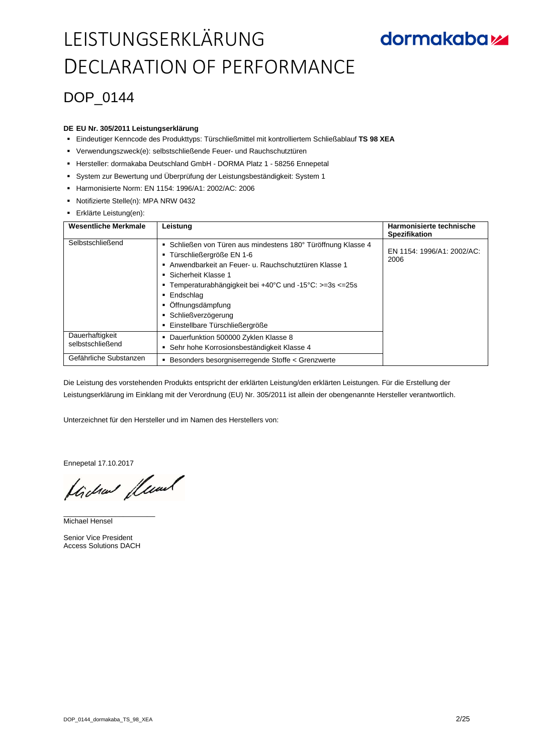# LEISTUNGSERKLÄRUNG
# DECLARATION OF PERFORMANCE

## DOP_0144

**DE EU Nr. 305/2011 Leistungserklärung**

- Eindeutiger Kenncode des Produkttyps: Türschließmittel mit kontrolliertem Schließablauf **TS 98 XEA**
- Verwendungszweck(e): selbstschließende Feuer- und Rauchschutztüren
- Hersteller: dormakaba Deutschland GmbH - DORMA Platz 1 - 58256 Ennepetal
- System zur Bewertung und Überprüfung der Leistungsbeständigkeit: System 1
- Harmonisierte Norm: EN 1154: 1996/A1: 2002/AC: 2006
- Notifizierte Stelle(n): MPA NRW 0432
- Erklärte Leistung(en):

| Wesentliche Merkmale | Leistung | Harmonisierte technische Spezifikation |
|---|---|---|
| Selbstschließend | ▪ Schließen von Türen aus mindestens 180° Türöffnung Klasse 4<br>▪ Türschließergröße EN 1-6<br>▪ Anwendbarkeit an Feuer- u. Rauchschutztüren Klasse 1<br>▪ Sicherheit Klasse 1<br>▪ Temperaturabhängigkeit bei +40°C und -15°C: >=3s <=25s<br>▪ Endschlag<br>▪ Öffnungsdämpfung<br>▪ Schließverzögerung<br>▪ Einstellbare Türschließergröße | EN 1154: 1996/A1: 2002/AC: 2006 |
| Dauerhaftigkeit selbstschließend | ▪ Dauerfunktion 500000 Zyklen Klasse 8<br>▪ Sehr hohe Korrosionsbeständigkeit Klasse 4 | |
| Gefährliche Substanzen | ▪ Besonders besorgniserregende Stoffe < Grenzwerte | |

Die Leistung des vorstehenden Produkts entspricht der erklärten Leistung/den erklärten Leistungen. Für die Erstellung der Leistungserklärung im Einklang mit der Verordnung (EU) Nr. 305/2011 ist allein der obengenannte Hersteller verantwortlich.

Unterzeichnet für den Hersteller und im Namen des Herstellers von:

Ennepetal 17.10.2017

Michael Hensel

Senior Vice President
Access Solutions DACH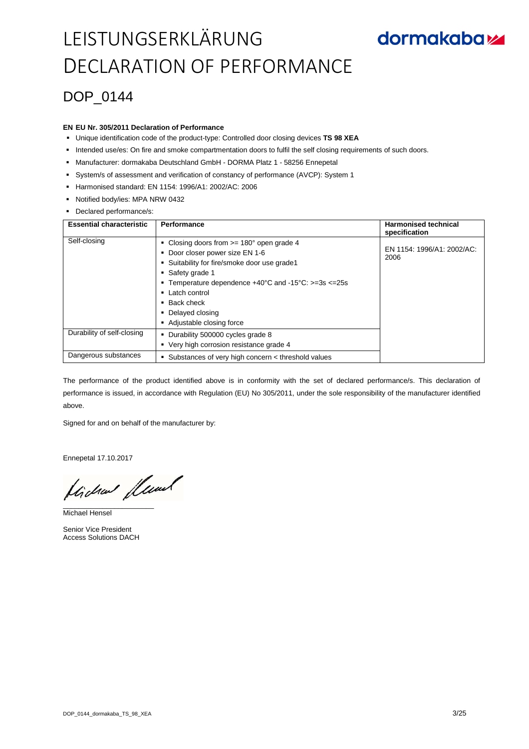# LEISTUNGSERKLÄRUNG
# DECLARATION OF PERFORMANCE

## DOP_0144

**EN EU Nr. 305/2011 Declaration of Performance**

- Unique identification code of the product-type: Controlled door closing devices **TS 98 XEA**
- Intended use/es: On fire and smoke compartmentation doors to fulfil the self closing requirements of such doors.
- Manufacturer: dormakaba Deutschland GmbH - DORMA Platz 1 - 58256 Ennepetal
- System/s of assessment and verification of constancy of performance (AVCP): System 1
- Harmonised standard: EN 1154: 1996/A1: 2002/AC: 2006
- Notified body/ies: MPA NRW 0432
- Declared performance/s:

| Essential characteristic | Performance | Harmonised technical specification |
|---|---|---|
| Self-closing | ▪ Closing doors from >= 180° open grade 4<br>▪ Door closer power size EN 1-6<br>▪ Suitability for fire/smoke door use grade1<br>▪ Safety grade 1<br>▪ Temperature dependence +40°C and -15°C: >=3s <=25s<br>▪ Latch control<br>▪ Back check<br>▪ Delayed closing<br>▪ Adjustable closing force | EN 1154: 1996/A1: 2002/AC: 2006 |
| Durability of self-closing | ▪ Durability 500000 cycles grade 8<br>▪ Very high corrosion resistance grade 4 | |
| Dangerous substances | ▪ Substances of very high concern < threshold values | |

The performance of the product identified above is in conformity with the set of declared performance/s. This declaration of performance is issued, in accordance with Regulation (EU) No 305/2011, under the sole responsibility of the manufacturer identified above.

Signed for and on behalf of the manufacturer by:

Ennepetal 17.10.2017

Michael Hensel

Senior Vice President
Access Solutions DACH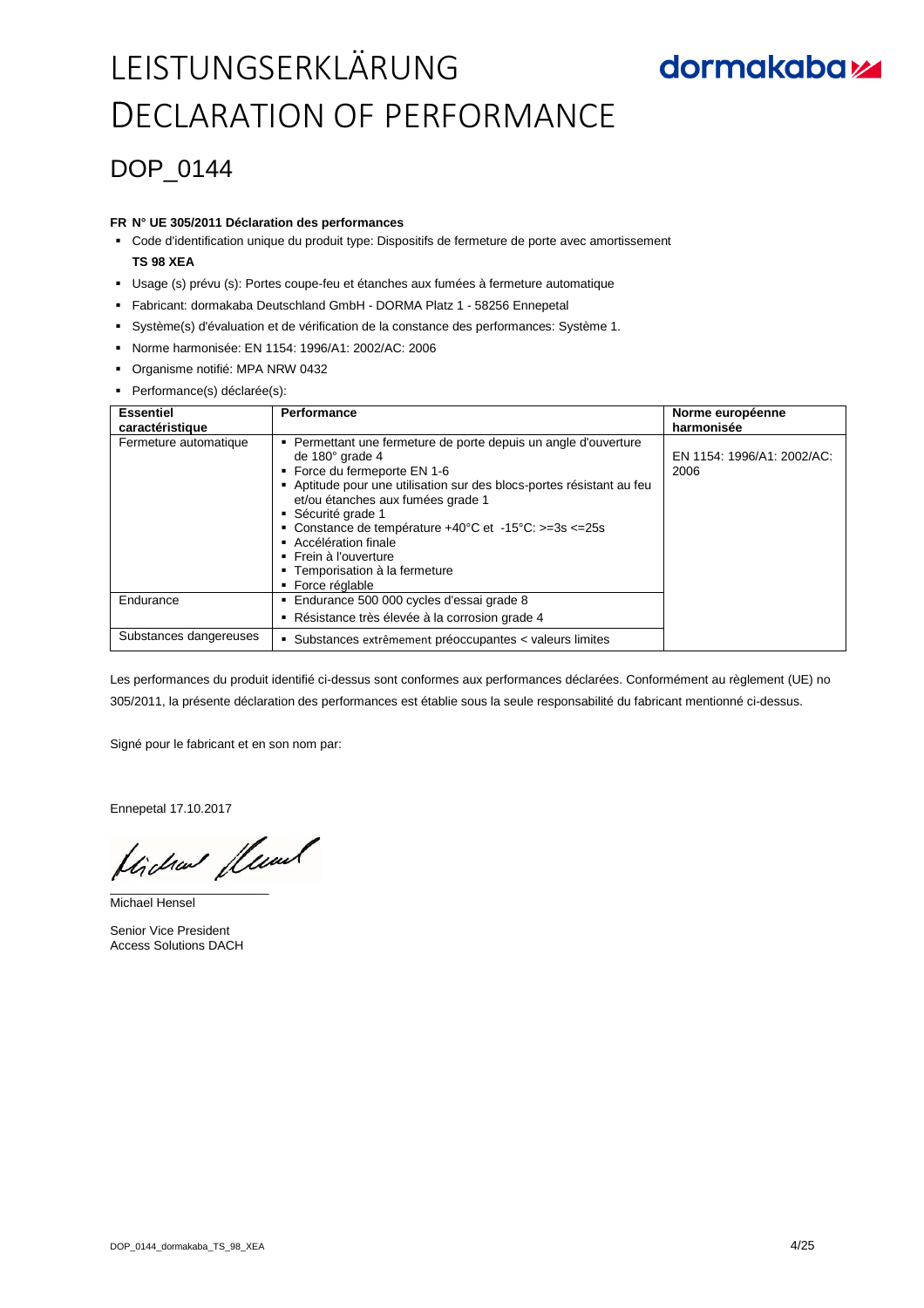# LEISTUNGSERKLÄRUNG
# DECLARATION OF PERFORMANCE

dormakaba

## DOP_0144

**FR N° UE 305/2011 Déclaration des performances**

- Code d'identification unique du produit type: Dispositifs de fermeture de porte avec amortissement
  **TS 98 XEA**
- Usage (s) prévu (s): Portes coupe-feu et étanches aux fumées à fermeture automatique
- Fabricant: dormakaba Deutschland GmbH - DORMA Platz 1 - 58256 Ennepetal
- Système(s) d'évaluation et de vérification de la constance des performances: Système 1.
- Norme harmonisée: EN 1154: 1996/A1: 2002/AC: 2006
- Organisme notifié: MPA NRW 0432
- Performance(s) déclarée(s):

| Essentiel caractéristique | Performance | Norme européenne harmonisée |
|---|---|---|
| Fermeture automatique | ▪ Permettant une fermeture de porte depuis un angle d'ouverture de 180° grade 4<br>▪ Force du fermeporte EN 1-6<br>▪ Aptitude pour une utilisation sur des blocs-portes résistant au feu et/ou étanches aux fumées grade 1<br>▪ Sécurité grade 1<br>▪ Constance de température +40°C et -15°C: >=3s <=25s<br>▪ Accélération finale<br>▪ Frein à l'ouverture<br>▪ Temporisation à la fermeture<br>▪ Force réglable | EN 1154: 1996/A1: 2002/AC: 2006 |
| Endurance | ▪ Endurance 500 000 cycles d'essai grade 8<br>▪ Résistance très élevée à la corrosion grade 4 | |
| Substances dangereuses | ▪ Substances extrêmement préoccupantes < valeurs limites | |

Les performances du produit identifié ci-dessus sont conformes aux performances déclarées. Conformément au règlement (UE) no 305/2011, la présente déclaration des performances est établie sous la seule responsabilité du fabricant mentionné ci-dessus.

Signé pour le fabricant et en son nom par:

Ennepetal 17.10.2017

Michael Hensel

Senior Vice President
Access Solutions DACH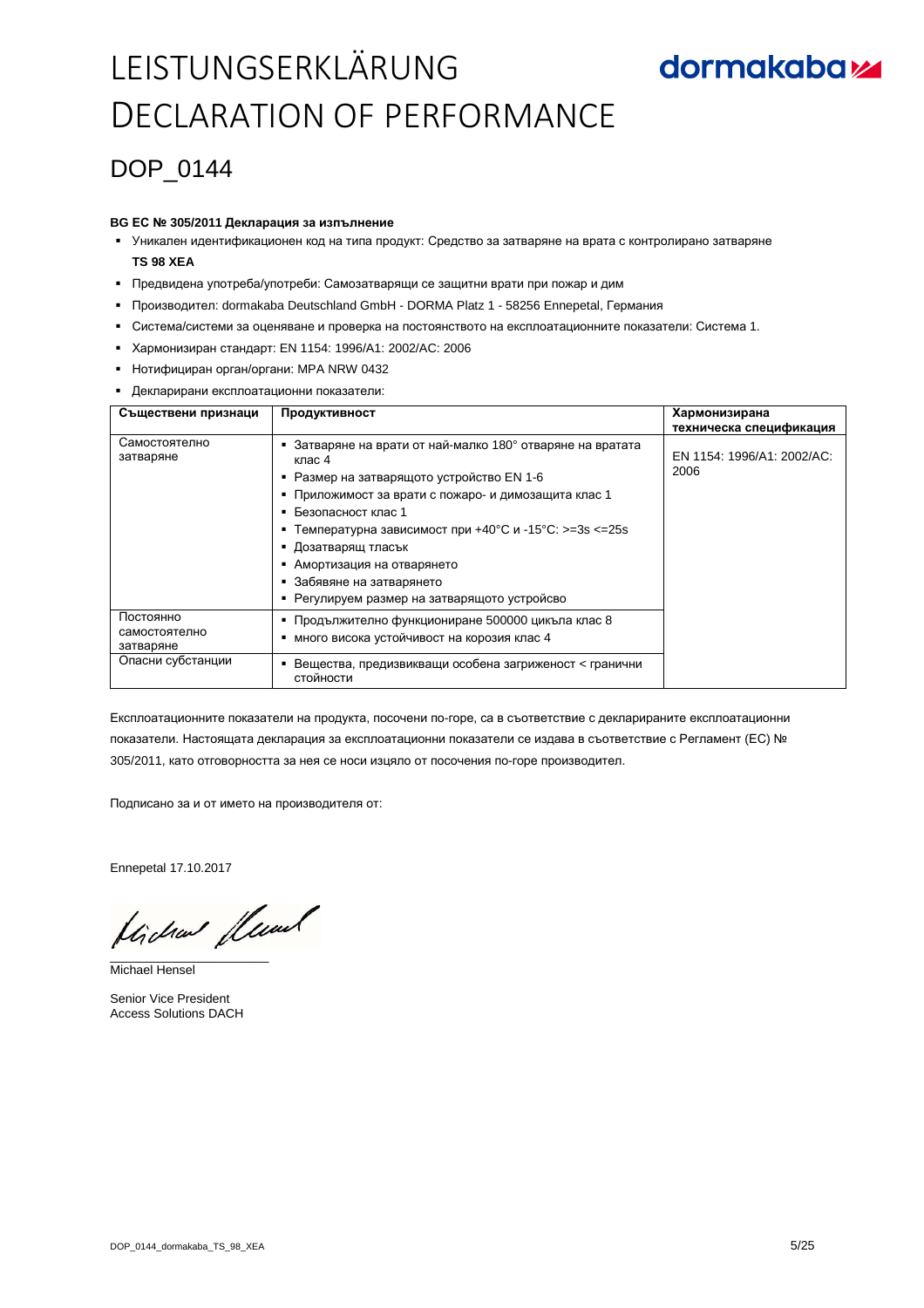# LEISTUNGSERKLÄRUNG
# DECLARATION OF PERFORMANCE

dormakaba

## DOP_0144

**BG ЕС № 305/2011 Декларация за изпълнение**

- Уникален идентификационен код на типа продукт: Средство за затваряне на врата с контролирано затваряне **TS 98 XEA**
- Предвидена употреба/употреби: Самозатварящи се защитни врати при пожар и дим
- Производител: dormakaba Deutschland GmbH - DORMA Platz 1 - 58256 Ennepetal, Германия
- Система/системи за оценяване и проверка на постоянството на експлоатационните показатели: Система 1.
- Хармонизиран стандарт: EN 1154: 1996/A1: 2002/AC: 2006
- Нотифициран орган/органи: MPA NRW 0432
- Декларирани експлоатационни показатели:

| Съществени признаци | Продуктивност | Хармонизирана техническа спецификация |
|---|---|---|
| Самостоятелно затваряне | ▪ Затваряне на врати от най-малко 180° отваряне на вратата клас 4<br>▪ Размер на затварящото устройство EN 1-6<br>▪ Приложимост за врати с пожаро- и димозащита клас 1<br>▪ Безопасност клас 1<br>▪ Температурна зависимост при +40°C и -15°C: >=3s <=25s<br>▪ Дозатварящ тласък<br>▪ Амортизация на отварянето<br>▪ Забявяне на затварянето<br>▪ Регулируем размер на затварящото устройсво | EN 1154: 1996/A1: 2002/AC: 2006 |
| Постоянно самостоятелно затваряне | ▪ Продължително функциониране 500000 цикъла клас 8<br>▪ много висока устойчивост на корозия клас 4 | |
| Опасни субстанции | ▪ Вещества, предизвикващи особена загриженост < гранични стойности | |

Експлоатационните показатели на продукта, посочени по-горе, са в съответствие с декларираните експлоатационни показатели. Настоящата декларация за експлоатационни показатели се издава в съответствие с Регламент (ЕС) № 305/2011, като отговорността за нея се носи изцяло от посочения по-горе производител.

Подписано за и от името на производителя от:

Ennepetal 17.10.2017

Michael Hensel

Senior Vice President
Access Solutions DACH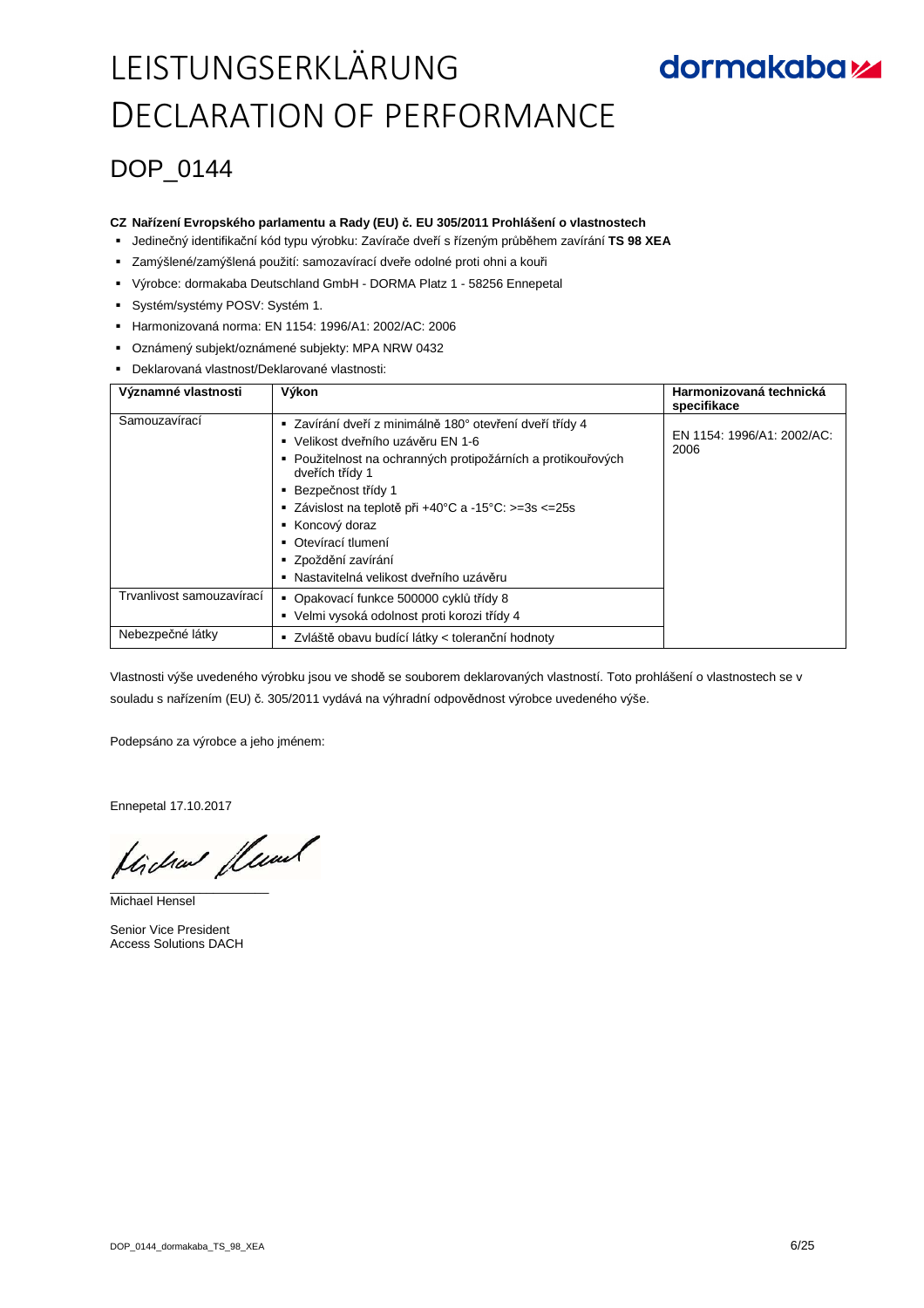# LEISTUNGSERKLÄRUNG
# DECLARATION OF PERFORMANCE

## DOP_0144

**CZ Nařízení Evropského parlamentu a Rady (EU) č. EU 305/2011 Prohlášení o vlastnostech**

- Jedinečný identifikační kód typu výrobku: Zavírače dveří s řízeným průběhem zavírání **TS 98 XEA**
- Zamýšlené/zamýšlená použití: samozavírací dveře odolné proti ohni a kouři
- Výrobce: dormakaba Deutschland GmbH - DORMA Platz 1 - 58256 Ennepetal
- Systém/systémy POSV: Systém 1.
- Harmonizovaná norma: EN 1154: 1996/A1: 2002/AC: 2006
- Oznámený subjekt/oznámené subjekty: MPA NRW 0432
- Deklarovaná vlastnost/Deklarované vlastnosti:

| Významné vlastnosti | Výkon | Harmonizovaná technická specifikace |
|---|---|---|
| Samouzavírací | ▪ Zavírání dveří z minimálně 180° otevření dveří třídy 4<br>▪ Velikost dveřního uzávěru EN 1-6<br>▪ Použitelnost na ochranných protipožárních a protikouřových dveřích třídy 1<br>▪ Bezpečnost třídy 1<br>▪ Závislost na teplotě při +40°C a -15°C: >=3s <=25s<br>▪ Koncový doraz<br>▪ Otevírací tlumení<br>▪ Zpoždění zavírání<br>▪ Nastavitelná velikost dveřního uzávěru | EN 1154: 1996/A1: 2002/AC: 2006 |
| Trvanlivost samouzavírací | ▪ Opakovací funkce 500000 cyklů třídy 8<br>▪ Velmi vysoká odolnost proti korozi třídy 4 | |
| Nebezpečné látky | ▪ Zvláště obavu budící látky < toleranční hodnoty | |

Vlastnosti výše uvedeného výrobku jsou ve shodě se souborem deklarovaných vlastností. Toto prohlášení o vlastnostech se v souladu s nařízením (EU) č. 305/2011 vydává na výhradní odpovědnost výrobce uvedeného výše.

Podepsáno za výrobce a jeho jménem:

Ennepetal 17.10.2017

Michael Hensel

Senior Vice President
Access Solutions DACH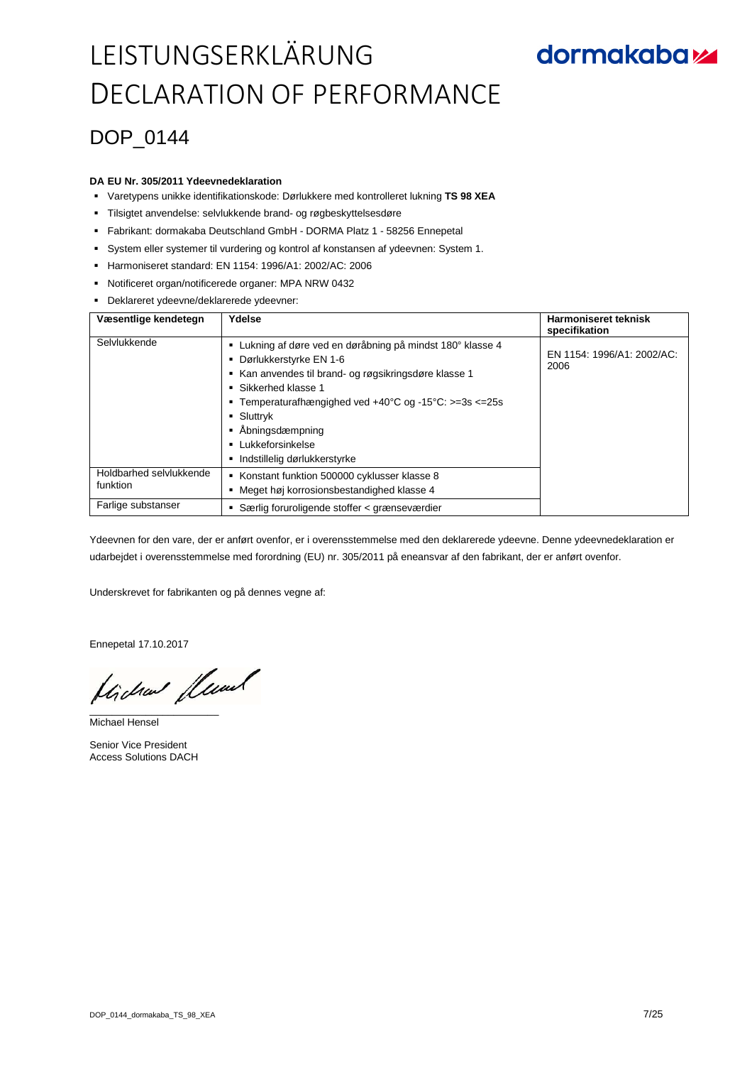# LEISTUNGSERKLÄRUNG
# DECLARATION OF PERFORMANCE

dormakaba

## DOP_0144

**DA EU Nr. 305/2011 Ydeevnedeklaration**

- Varetypens unikke identifikationskode: Dørlukkere med kontrolleret lukning **TS 98 XEA**
- Tilsigtet anvendelse: selvlukkende brand- og røgbeskyttelsesdøre
- Fabrikant: dormakaba Deutschland GmbH - DORMA Platz 1 - 58256 Ennepetal
- System eller systemer til vurdering og kontrol af konstansen af ydeevnen: System 1.
- Harmoniseret standard: EN 1154: 1996/A1: 2002/AC: 2006
- Notificeret organ/notificerede organer: MPA NRW 0432
- Deklareret ydeevne/deklarerede ydeevner:

| Væsentlige kendetegn | Ydelse | Harmoniseret teknisk specifikation |
|---|---|---|
| Selvlukkende | ▪ Lukning af døre ved en døråbning på mindst 180° klasse 4<br>▪ Dørlukkerstyrke EN 1-6<br>▪ Kan anvendes til brand- og røgsikringsdøre klasse 1<br>▪ Sikkerhed klasse 1<br>▪ Temperaturafhængighed ved +40°C og -15°C: >=3s <=25s<br>▪ Sluttryk<br>▪ Åbningsdæmpning<br>▪ Lukkeforsinkelse<br>▪ Indstillelig dørlukkerstyrke | EN 1154: 1996/A1: 2002/AC: 2006 |
| Holdbarhed selvlukkende funktion | ▪ Konstant funktion 500000 cyklusser klasse 8<br>▪ Meget høj korrosionsbestandighed klasse 4 | |
| Farlige substanser | ▪ Særlig foruroligende stoffer < grænseværdier | |

Ydeevnen for den vare, der er anført ovenfor, er i overensstemmelse med den deklarerede ydeevne. Denne ydeevnedeklaration er udarbejdet i overensstemmelse med forordning (EU) nr. 305/2011 på eneansvar af den fabrikant, der er anført ovenfor.

Underskrevet for fabrikanten og på dennes vegne af:

Ennepetal 17.10.2017

Michael Hensel

Senior Vice President
Access Solutions DACH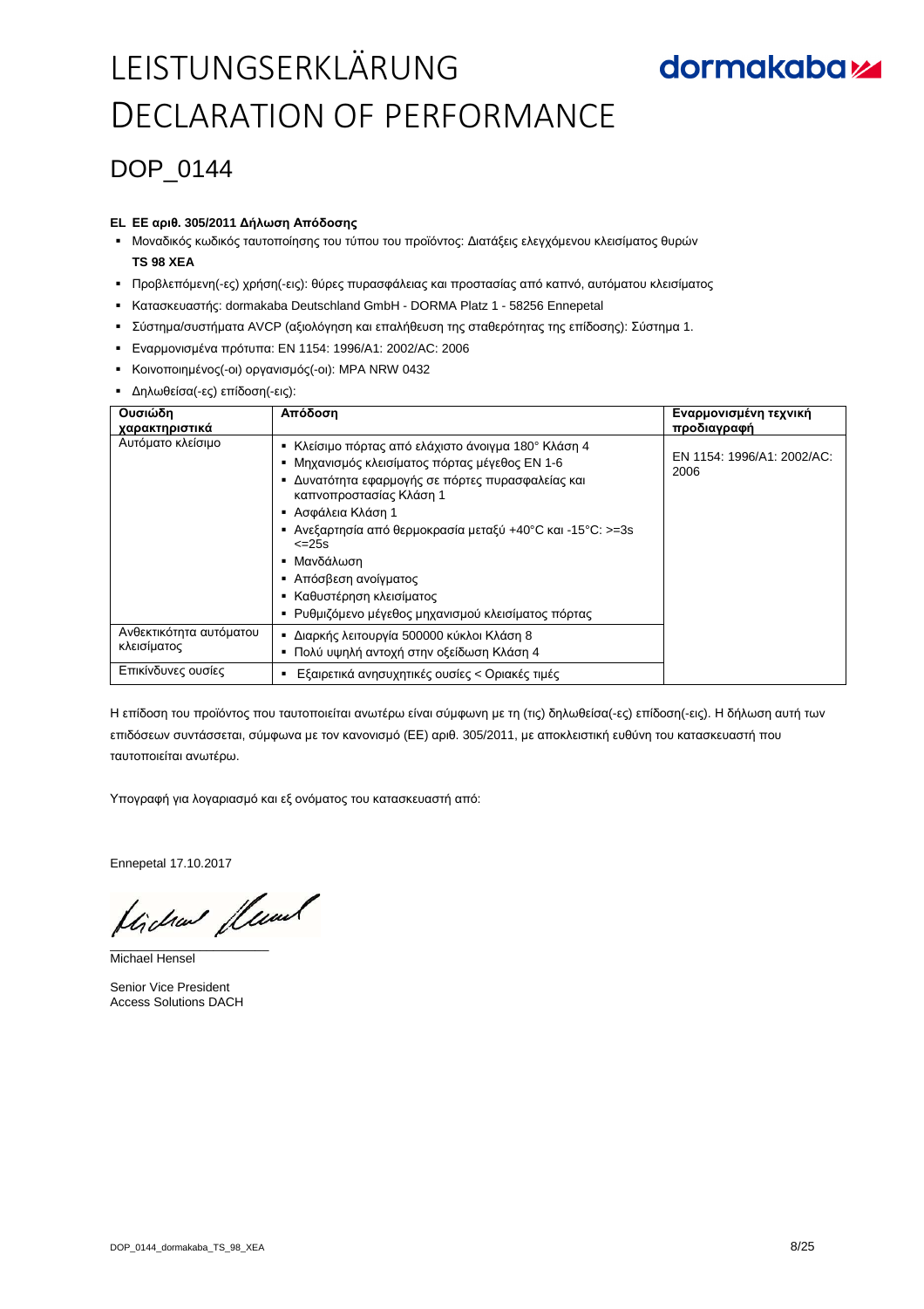# LEISTUNGSERKLÄRUNG
# DECLARATION OF PERFORMANCE

dormakaba

## DOP_0144

**EL ΕΕ αριθ. 305/2011 Δήλωση Απόδοσης**

- Μοναδικός κωδικός ταυτοποίησης του τύπου του προϊόντος: Διατάξεις ελεγχόμενου κλεισίματος θυρών **TS 98 XEA**
- Προβλεπόμενη(-ες) χρήση(-εις): θύρες πυρασφάλειας και προστασίας από καπνό, αυτόματου κλεισίματος
- Κατασκευαστής: dormakaba Deutschland GmbH - DORMA Platz 1 - 58256 Ennepetal
- Σύστημα/συστήματα AVCP (αξιολόγηση και επαλήθευση της σταθερότητας της επίδοσης): Σύστημα 1.
- Εναρμονισμένα πρότυπα: EN 1154: 1996/A1: 2002/AC: 2006
- Κοινοποιημένος(-οι) οργανισμός(-οι): MPA NRW 0432
- Δηλωθείσα(-ες) επίδοση(-εις):

| Ουσιώδη χαρακτηριστικά | Απόδοση | Εναρμονισμένη τεχνική προδιαγραφή |
|---|---|---|
| Αυτόματο κλείσιμο | ▪ Κλείσιμο πόρτας από ελάχιστο άνοιγμα 180° Κλάση 4<br>▪ Μηχανισμός κλεισίματος πόρτας μέγεθος EN 1-6<br>▪ Δυνατότητα εφαρμογής σε πόρτες πυρασφαλείας και καπνοπροστασίας Κλάση 1<br>▪ Ασφάλεια Κλάση 1<br>▪ Ανεξαρτησία από θερμοκρασία μεταξύ +40°C και -15°C: >=3s <=25s<br>▪ Μανδάλωση<br>▪ Απόσβεση ανοίγματος<br>▪ Καθυστέρηση κλεισίματος<br>▪ Ρυθμιζόμενο μέγεθος μηχανισμού κλεισίματος πόρτας | EN 1154: 1996/A1: 2002/AC: 2006 |
| Ανθεκτικότητα αυτόματου κλεισίματος | ▪ Διαρκής λειτουργία 500000 κύκλοι Κλάση 8<br>▪ Πολύ υψηλή αντοχή στην οξείδωση Κλάση 4 | |
| Επικίνδυνες ουσίες | ▪ Εξαιρετικά ανησυχητικές ουσίες < Οριακές τιμές | |

Η επίδοση του προϊόντος που ταυτοποιείται ανωτέρω είναι σύμφωνη με τη (τις) δηλωθείσα(-ες) επίδοση(-εις). Η δήλωση αυτή των επιδόσεων συντάσσεται, σύμφωνα με τον κανονισμό (ΕΕ) αριθ. 305/2011, με αποκλειστική ευθύνη του κατασκευαστή που ταυτοποιείται ανωτέρω.

Υπογραφή για λογαριασμό και εξ ονόματος του κατασκευαστή από:

Ennepetal 17.10.2017

Michael Hensel

Senior Vice President
Access Solutions DACH

DOP_0144_dormakaba_TS_98_XEA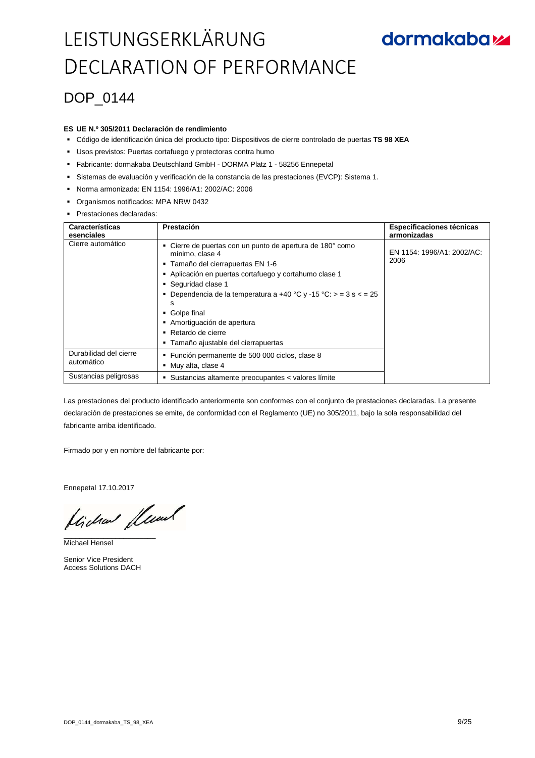# LEISTUNGSERKLÄRUNG DECLARATION OF PERFORMANCE

dormakaba

## DOP_0144

**ES UE N.º 305/2011 Declaración de rendimiento**

- Código de identificación única del producto tipo: Dispositivos de cierre controlado de puertas **TS 98 XEA**
- Usos previstos: Puertas cortafuego y protectoras contra humo
- Fabricante: dormakaba Deutschland GmbH - DORMA Platz 1 - 58256 Ennepetal
- Sistemas de evaluación y verificación de la constancia de las prestaciones (EVCP): Sistema 1.
- Norma armonizada: EN 1154: 1996/A1: 2002/AC: 2006
- Organismos notificados: MPA NRW 0432
- Prestaciones declaradas:

| Características esenciales | Prestación | Especificaciones técnicas armonizadas |
|---|---|---|
| Cierre automático | ▪ Cierre de puertas con un punto de apertura de 180° como mínimo, clase 4<br>▪ Tamaño del cierrapuertas EN 1-6<br>▪ Aplicación en puertas cortafuego y cortahumo clase 1<br>▪ Seguridad clase 1<br>▪ Dependencia de la temperatura a +40 °C y -15 °C: > = 3 s < = 25 s<br>▪ Golpe final<br>▪ Amortiguación de apertura<br>▪ Retardo de cierre<br>▪ Tamaño ajustable del cierrapuertas | EN 1154: 1996/A1: 2002/AC: 2006 |
| Durabilidad del cierre automático | ▪ Función permanente de 500 000 ciclos, clase 8<br>▪ Muy alta, clase 4 | |
| Sustancias peligrosas | ▪ Sustancias altamente preocupantes < valores límite | |

Las prestaciones del producto identificado anteriormente son conformes con el conjunto de prestaciones declaradas. La presente declaración de prestaciones se emite, de conformidad con el Reglamento (UE) no 305/2011, bajo la sola responsabilidad del fabricante arriba identificado.

Firmado por y en nombre del fabricante por:

Ennepetal 17.10.2017

Michael Hensel

Senior Vice President
Access Solutions DACH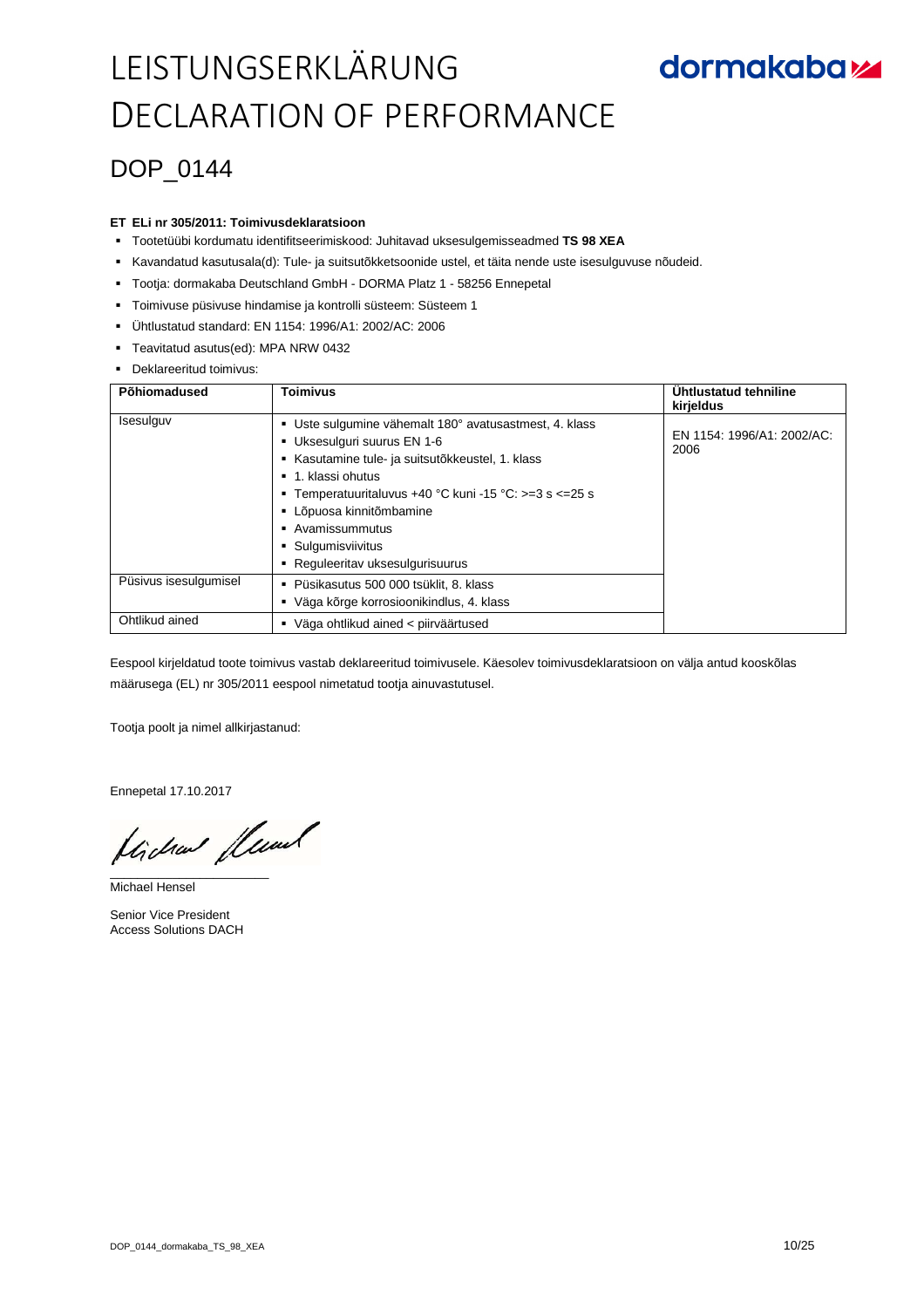# LEISTUNGSERKLÄRUNG
# DECLARATION OF PERFORMANCE

dormakaba

## DOP_0144

**ET ELi nr 305/2011: Toimivusdeklaratsioon**

- Tootetüübi kordumatu identifitseerimiskood: Juhitavad uksesulgemisseadmed **TS 98 XEA**
- Kavandatud kasutusala(d): Tule- ja suitsutõkketsoonide ustel, et täita nende uste isesulguvuse nõudeid.
- Tootja: dormakaba Deutschland GmbH - DORMA Platz 1 - 58256 Ennepetal
- Toimivuse püsivuse hindamise ja kontrolli süsteem: Süsteem 1
- Ühtlustatud standard: EN 1154: 1996/A1: 2002/AC: 2006
- Teavitatud asutus(ed): MPA NRW 0432
- Deklareeritud toimivus:

| Põhiomadused | Toimivus | Ühtlustatud tehniline kirjeldus |
|---|---|---|
| Isesulguv | ▪ Uste sulgumine vähemalt 180° avatusastmest, 4. klass<br>▪ Uksesulguri suurus EN 1-6<br>▪ Kasutamine tule- ja suitsutõkkeustel, 1. klass<br>▪ 1. klassi ohutus<br>▪ Temperatuuritaluvus +40 °C kuni -15 °C: >=3 s <=25 s<br>▪ Lõpuosa kinnitõmbamine<br>▪ Avamissummutus<br>▪ Sulgumisviivitus<br>▪ Reguleeritav uksesulgurisuurus | EN 1154: 1996/A1: 2002/AC: 2006 |
| Püsivus isesulgumisel | ▪ Püsikasutus 500 000 tsüklit, 8. klass<br>▪ Väga kõrge korrosioonikindlus, 4. klass | |
| Ohtlikud ained | ▪ Väga ohtlikud ained < piirväärtused | |

Eespool kirjeldatud toote toimivus vastab deklareeritud toimivusele. Käesolev toimivusdeklaratsioon on välja antud kooskõlas määrusega (EL) nr 305/2011 eespool nimetatud tootja ainuvastutusel.

Tootja poolt ja nimel allkirjastanud:

Ennepetal 17.10.2017

Michael Hensel

Senior Vice President
Access Solutions DACH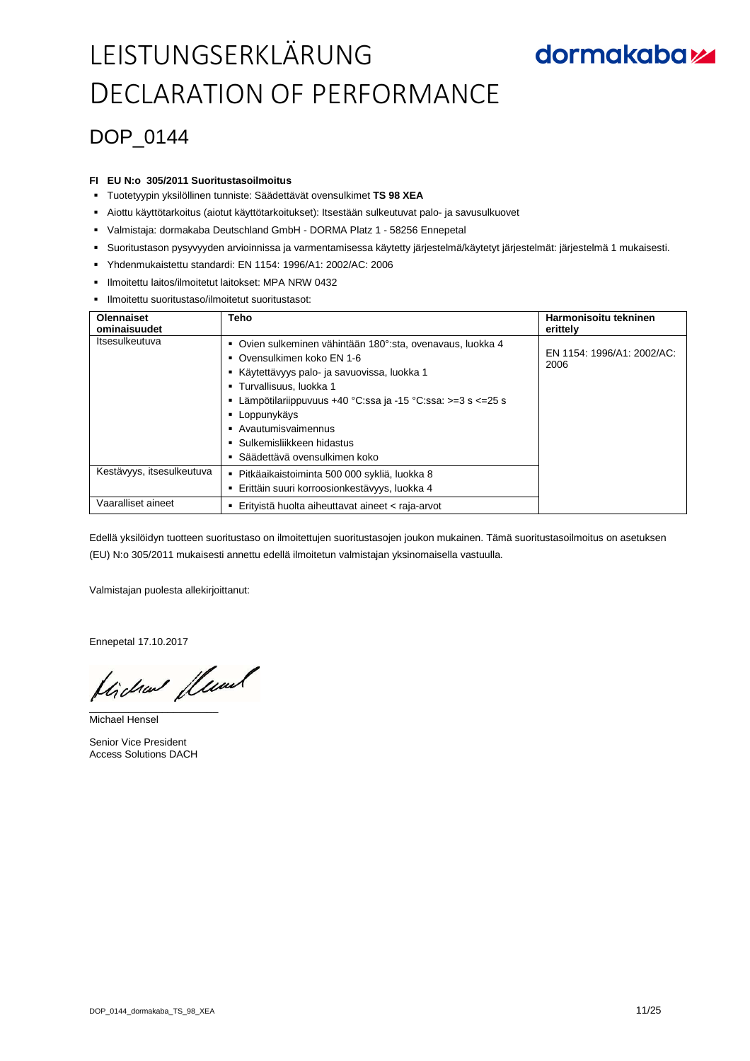# LEISTUNGSERKLÄRUNG

# DECLARATION OF PERFORMANCE

## DOP_0144

**FI EU N:o 305/2011 Suoritustasoilmoitus**

- Tuotetyypin yksilöllinen tunniste: Säädettävät ovensulkimet **TS 98 XEA**
- Aiottu käyttötarkoitus (aiotut käyttötarkoitukset): Itsestään sulkeutuvat palo- ja savusulkuovet
- Valmistaja: dormakaba Deutschland GmbH - DORMA Platz 1 - 58256 Ennepetal
- Suoritustason pysyvyyden arvioinnissa ja varmentamisessa käytetty järjestelmä/käytetyt järjestelmät: järjestelmä 1 mukaisesti.
- Yhdenmukaistettu standardi: EN 1154: 1996/A1: 2002/AC: 2006
- Ilmoitettu laitos/ilmoitetut laitokset: MPA NRW 0432
- Ilmoitettu suoritustaso/ilmoitetut suoritustasot:

| Olennaiset ominaisuudet | Teho | Harmonisoitu tekninen erittely |
|---|---|---|
| Itsesulkeutuva | ▪ Ovien sulkeminen vähintään 180°:sta, ovenavaus, luokka 4<br>▪ Ovensulkimen koko EN 1-6<br>▪ Käytettävyys palo- ja savuovissa, luokka 1<br>▪ Turvallisuus, luokka 1<br>▪ Lämpötilariippuvuus +40 °C:ssa ja -15 °C:ssa: >=3 s <=25 s<br>▪ Loppunykäys<br>▪ Avautumisvaimennus<br>▪ Sulkemisliikkeen hidastus<br>▪ Säädettävä ovensulkimen koko | EN 1154: 1996/A1: 2002/AC: 2006 |
| Kestävyys, itsesulkeutuva | ▪ Pitkäaikaistoiminta 500 000 sykliä, luokka 8<br>▪ Erittäin suuri korroosionkestävyys, luokka 4 | |
| Vaaralliset aineet | ▪ Erityistä huolta aiheuttavat aineet < raja-arvot | |

Edellä yksilöidyn tuotteen suoritustaso on ilmoitettujen suoritustasojen joukon mukainen. Tämä suoritustasoilmoitus on asetuksen (EU) N:o 305/2011 mukaisesti annettu edellä ilmoitetun valmistajan yksinomaisella vastuulla.

Valmistajan puolesta allekirjoittanut:

Ennepetal 17.10.2017

Michael Hensel

Senior Vice President
Access Solutions DACH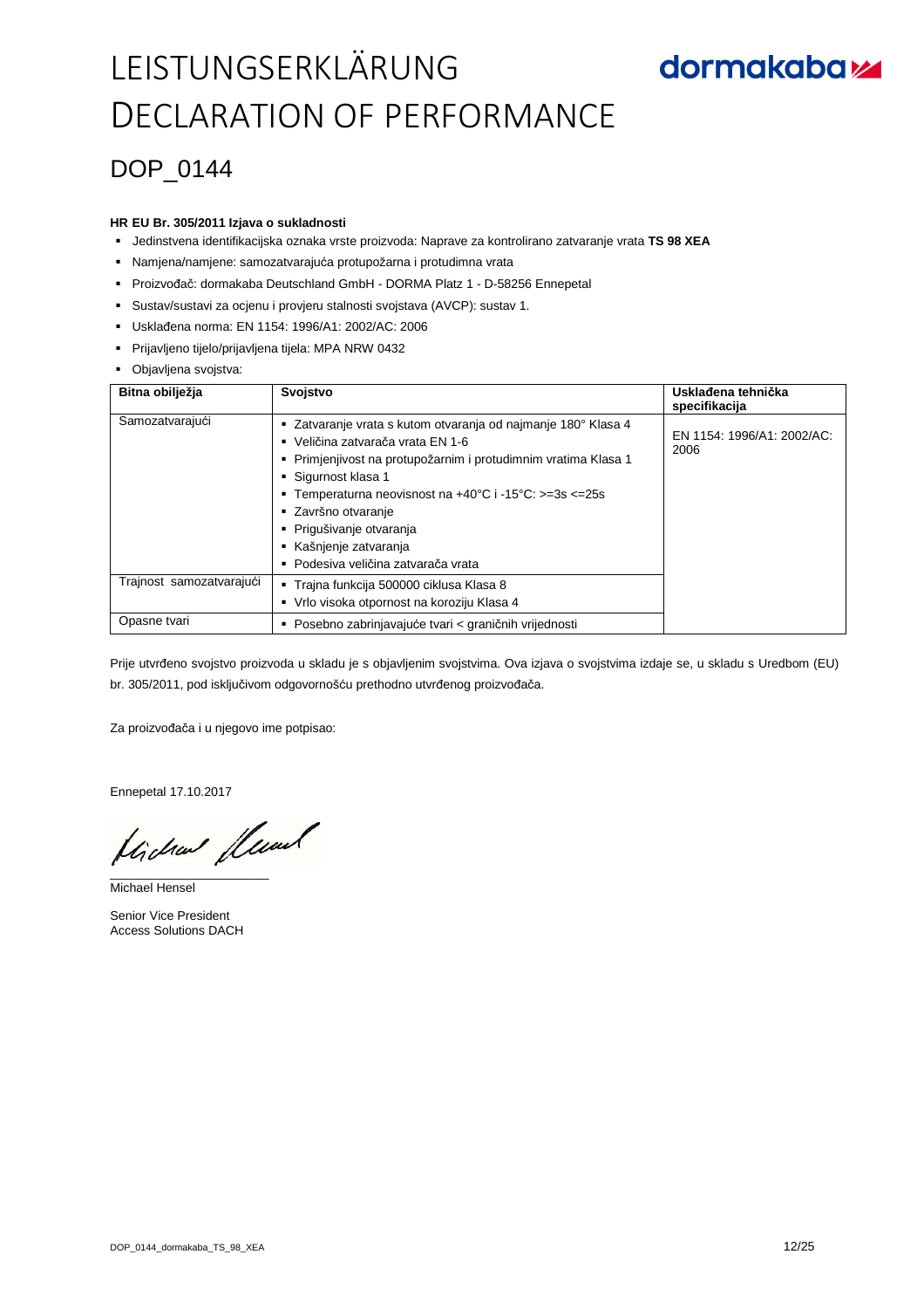# LEISTUNGSERKLÄRUNG
# DECLARATION OF PERFORMANCE

dormakaba

## DOP_0144

**HR EU Br. 305/2011 Izjava o sukladnosti**

- Jedinstvena identifikacijska oznaka vrste proizvoda: Naprave za kontrolirano zatvaranje vrata **TS 98 XEA**
- Namjena/namjene: samozatvarajuća protupožarna i protudimna vrata
- Proizvođač: dormakaba Deutschland GmbH - DORMA Platz 1 - D-58256 Ennepetal
- Sustav/sustavi za ocjenu i provjeru stalnosti svojstava (AVCP): sustav 1.
- Usklađena norma: EN 1154: 1996/A1: 2002/AC: 2006
- Prijavljeno tijelo/prijavljena tijela: MPA NRW 0432
- Objavljena svojstva:

| **Bitna obilježja** | **Svojstvo** | **Usklađena tehnička specifikacija** |
|---|---|---|
| Samozatvarajući | ▪ Zatvaranje vrata s kutom otvaranja od najmanje 180° Klasa 4<br>▪ Veličina zatvarača vrata EN 1-6<br>▪ Primjenjivost na protupožarnim i protudimnim vratima Klasa 1<br>▪ Sigurnost klasa 1<br>▪ Temperaturna neovisnost na +40°C i -15°C: >=3s <=25s<br>▪ Završno otvaranje<br>▪ Prigušivanje otvaranja<br>▪ Kašnjenje zatvaranja<br>▪ Podesiva veličina zatvarača vrata | EN 1154: 1996/A1: 2002/AC: 2006 |
| Trajnost samozatvarajući | ▪ Trajna funkcija 500000 ciklusa Klasa 8<br>▪ Vrlo visoka otpornost na koroziju Klasa 4 | |
| Opasne tvari | ▪ Posebno zabrinjavajuće tvari < graničnih vrijednosti | |

Prije utvrđeno svojstvo proizvoda u skladu je s objavljenim svojstvima. Ova izjava o svojstvima izdaje se, u skladu s Uredbom (EU) br. 305/2011, pod isključivom odgovornošću prethodno utvrđenog proizvođača.

Za proizvođača i u njegovo ime potpisao:

Ennepetal 17.10.2017

Michael Hensel

Senior Vice President
Access Solutions DACH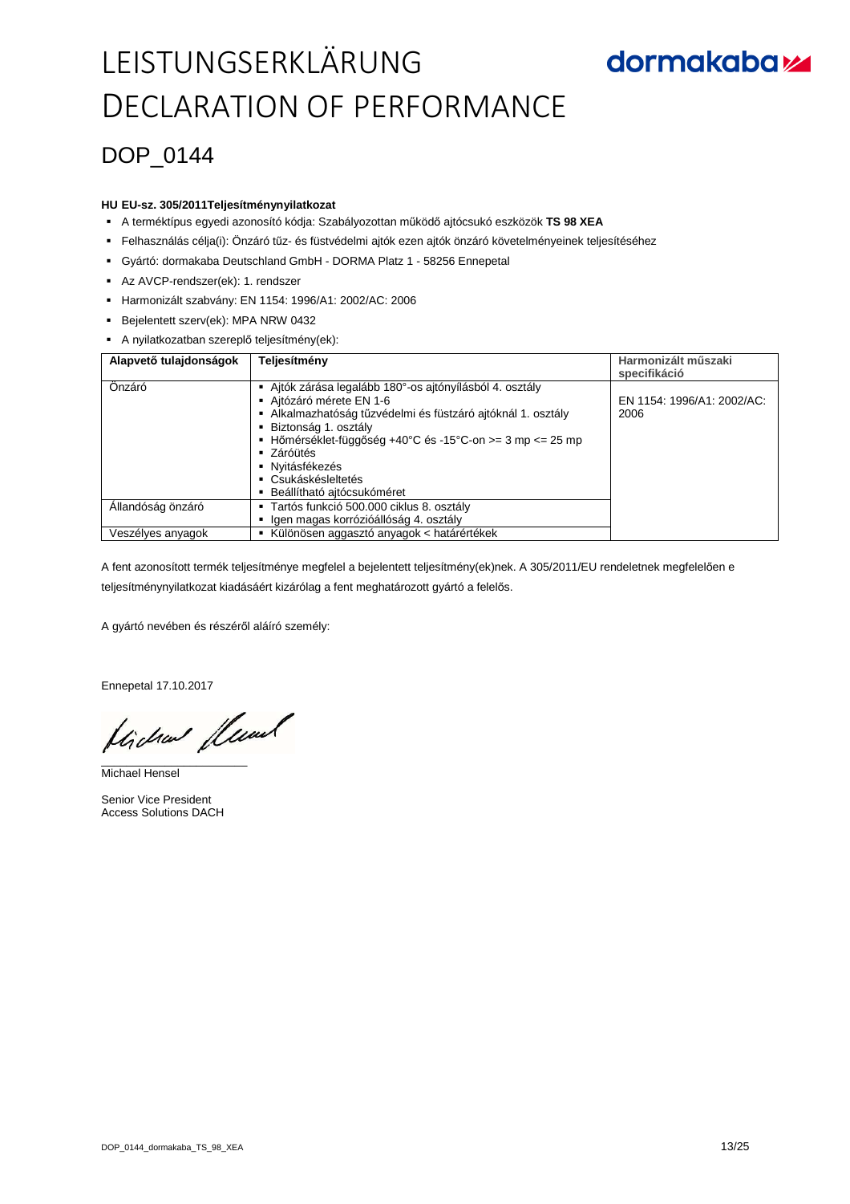# LEISTUNGSERKLÄRUNG
# DECLARATION OF PERFORMANCE

## DOP_0144

**HU EU-sz. 305/2011Teljesítménynyilatkozat**

- A terméktípus egyedi azonosító kódja: Szabályozottan működő ajtócsukó eszközök **TS 98 XEA**
- Felhasználás célja(i): Önzáró tűz- és füstvédelmi ajtók ezen ajtók önzáró követelményeinek teljesítéséhez
- Gyártó: dormakaba Deutschland GmbH - DORMA Platz 1 - 58256 Ennepetal
- Az AVCP-rendszer(ek): 1. rendszer
- Harmonizált szabvány: EN 1154: 1996/A1: 2002/AC: 2006
- Bejelentett szerv(ek): MPA NRW 0432
- A nyilatkozatban szereplő teljesítmény(ek):

| Alapvető tulajdonságok | Teljesítmény | Harmonizált műszaki specifikáció |
|---|---|---|
| Önzáró | ▪ Ajtók zárása legalább 180°-os ajtónyílásból 4. osztály<br>▪ Ajtózáró mérete EN 1-6<br>▪ Alkalmazhatóság tűzvédelmi és füstzáró ajtóknál 1. osztály<br>▪ Biztonság 1. osztály<br>▪ Hőmérséklet-függőség +40°C és -15°C-on >= 3 mp <= 25 mp<br>▪ Záróütés<br>▪ Nyitásfékezés<br>▪ Csukáskésleltetés<br>▪ Beállítható ajtócsukóméret | EN 1154: 1996/A1: 2002/AC: 2006 |
| Állandóság önzáró | ▪ Tartós funkció 500.000 ciklus 8. osztály<br>▪ Igen magas korrózióállóság 4. osztály | |
| Veszélyes anyagok | ▪ Különösen aggasztó anyagok < határértékek | |

A fent azonosított termék teljesítménye megfelel a bejelentett teljesítmény(ek)nek. A 305/2011/EU rendeletnek megfelelően e teljesítménynyilatkozat kiadásáért kizárólag a fent meghatározott gyártó a felelős.

A gyártó nevében és részéről aláíró személy:

Ennepetal 17.10.2017

Michael Hensel

Senior Vice President
Access Solutions DACH

DOP_0144_dormakaba_TS_98_XEA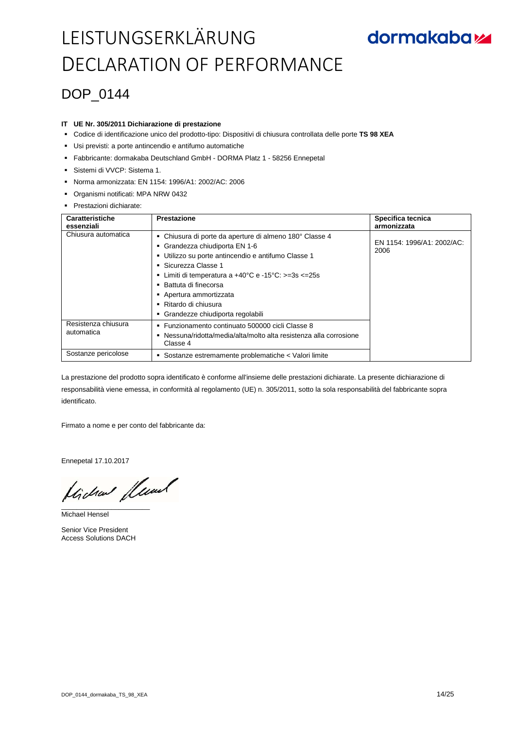# LEISTUNGSERKLÄRUNG DECLARATION OF PERFORMANCE

dormakaba

## DOP_0144

**IT UE Nr. 305/2011 Dichiarazione di prestazione**

- Codice di identificazione unico del prodotto-tipo: Dispositivi di chiusura controllata delle porte **TS 98 XEA**
- Usi previsti: a porte antincendio e antifumo automatiche
- Fabbricante: dormakaba Deutschland GmbH - DORMA Platz 1 - 58256 Ennepetal
- Sistemi di VVCP: Sistema 1.
- Norma armonizzata: EN 1154: 1996/A1: 2002/AC: 2006
- Organismi notificati: MPA NRW 0432
- Prestazioni dichiarate:

| Caratteristiche essenziali | Prestazione | Specifica tecnica armonizzata |
|---|---|---|
| Chiusura automatica | ▪ Chiusura di porte da aperture di almeno 180° Classe 4<br>▪ Grandezza chiudiporta EN 1-6<br>▪ Utilizzo su porte antincendio e antifumo Classe 1<br>▪ Sicurezza Classe 1<br>▪ Limiti di temperatura a +40°C e -15°C: >=3s <=25s<br>▪ Battuta di finecorsa<br>▪ Apertura ammortizzata<br>▪ Ritardo di chiusura<br>▪ Grandezze chiudiporta regolabili | EN 1154: 1996/A1: 2002/AC: 2006 |
| Resistenza chiusura automatica | ▪ Funzionamento continuato 500000 cicli Classe 8<br>▪ Nessuna/ridotta/media/alta/molto alta resistenza alla corrosione Classe 4 | |
| Sostanze pericolose | ▪ Sostanze estremamente problematiche < Valori limite | |

La prestazione del prodotto sopra identificato è conforme all'insieme delle prestazioni dichiarate. La presente dichiarazione di responsabilità viene emessa, in conformità al regolamento (UE) n. 305/2011, sotto la sola responsabilità del fabbricante sopra identificato.

Firmato a nome e per conto del fabbricante da:

Ennepetal 17.10.2017

Michael Hensel

Senior Vice President
Access Solutions DACH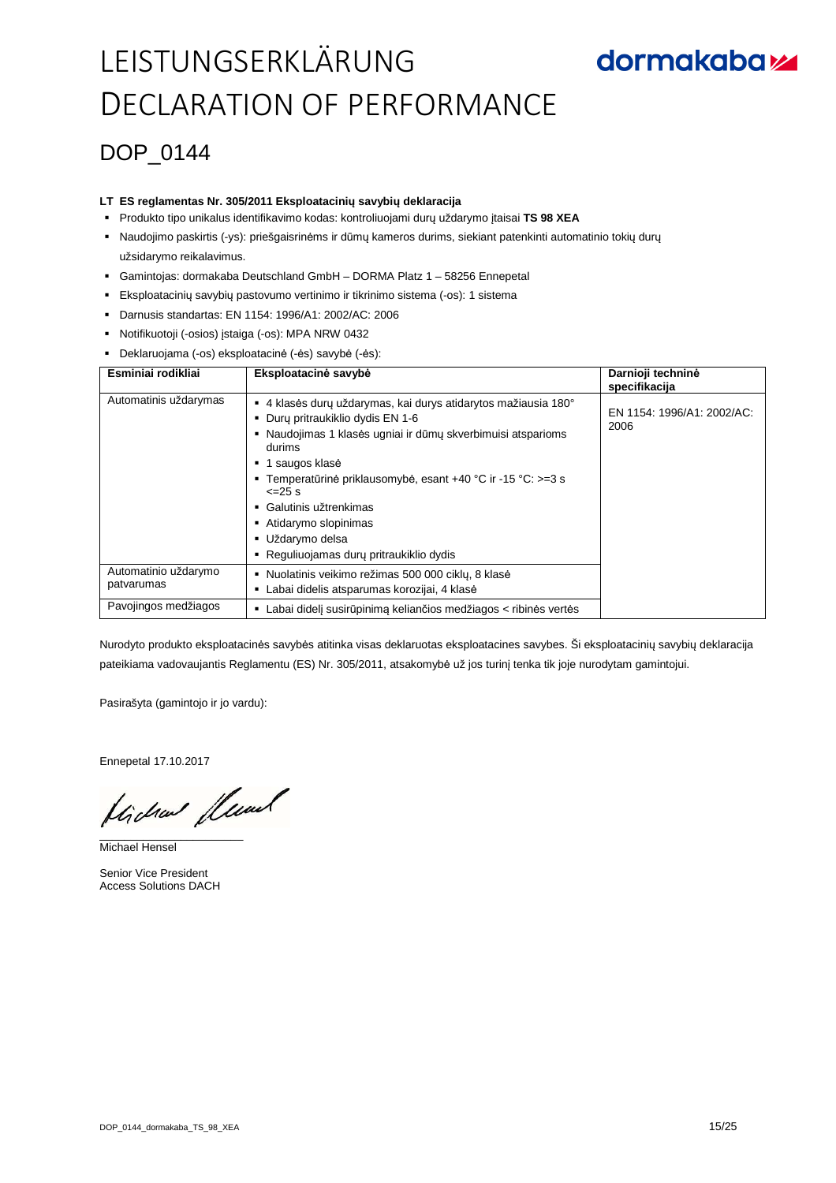# LEISTUNGSERKLÄRUNG
# DECLARATION OF PERFORMANCE

## DOP_0144

**LT ES reglamentas Nr. 305/2011 Eksploatacinių savybių deklaracija**

- Produkto tipo unikalus identifikavimo kodas: kontroliuojami durų uždarymo įtaisai **TS 98 XEA**
- Naudojimo paskirtis (-ys): priešgaisrinėms ir dūmų kameros durims, siekiant patenkinti automatinio tokių durų užsidarymo reikalavimus.
- Gamintojas: dormakaba Deutschland GmbH – DORMA Platz 1 – 58256 Ennepetal
- Eksploatacinių savybių pastovumo vertinimo ir tikrinimo sistema (-os): 1 sistema
- Darnusis standartas: EN 1154: 1996/A1: 2002/AC: 2006
- Notifikuotoji (-osios) įstaiga (-os): MPA NRW 0432
- Deklaruojama (-os) eksploatacinė (-ės) savybė (-ės):

| Esminiai rodikliai | Eksploatacinė savybė | Darnioji techninė specifikacija |
|---|---|---|
| Automatinis uždarymas | ▪ 4 klasės durų uždarymas, kai durys atidarytos mažiausia 180°<br>▪ Durų pritraukiklio dydis EN 1-6<br>▪ Naudojimas 1 klasės ugniai ir dūmų skverbimuisi atsparioms durims<br>▪ 1 saugos klasė<br>▪ Temperatūrinė priklausomybė, esant +40 °C ir -15 °C: >=3 s <=25 s<br>▪ Galutinis užtrenkimas<br>▪ Atidarymo slopinimas<br>▪ Uždarymo delsa<br>▪ Reguliuojamas durų pritraukiklio dydis | EN 1154: 1996/A1: 2002/AC: 2006 |
| Automatinio uždarymo patvarumas | ▪ Nuolatinis veikimo režimas 500 000 ciklų, 8 klasė<br>▪ Labai didelis atsparumas korozijai, 4 klasė | |
| Pavojingos medžiagos | ▪ Labai didelį susirūpinimą keliančios medžiagos < ribinės vertės | |

Nurodyto produkto eksploatacinės savybės atitinka visas deklaruotas eksploatacines savybes. Ši eksploatacinių savybių deklaracija pateikiama vadovaujantis Reglamentu (ES) Nr. 305/2011, atsakomybė už jos turinį tenka tik joje nurodytam gamintojui.

Pasirašyta (gamintojo ir jo vardu):

Ennepetal 17.10.2017

Michael Hensel

Senior Vice President
Access Solutions DACH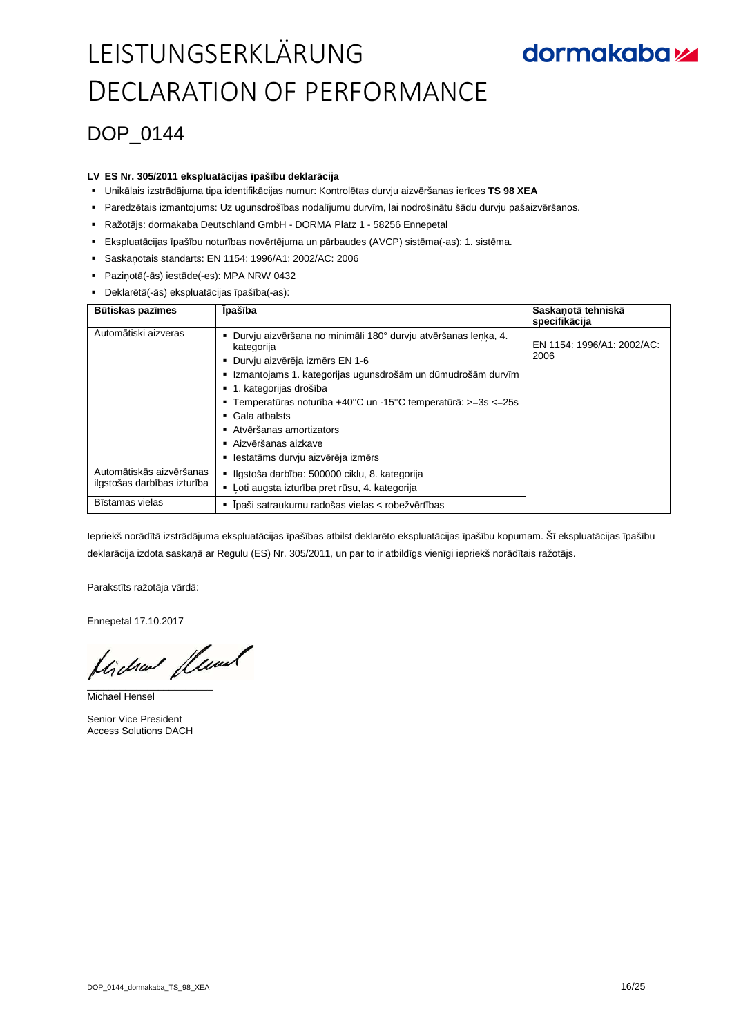# LEISTUNGSERKLÄRUNG
# DECLARATION OF PERFORMANCE

dormakaba

## DOP_0144

**LV ES Nr. 305/2011 ekspluatācijas īpašību deklarācija**

- Unikālais izstrādājuma tipa identifikācijas numur: Kontrolētas durvju aizvēršanas ierīces **TS 98 XEA**
- Paredzētais izmantojums: Uz ugunsdrošības nodalījumu durvīm, lai nodrošinātu šādu durvju pašaizvēršanos.
- Ražotājs: dormakaba Deutschland GmbH - DORMA Platz 1 - 58256 Ennepetal
- Ekspluatācijas īpašību noturības novērtējuma un pārbaudes (AVCP) sistēma(-as): 1. sistēma.
- Saskaņotais standarts: EN 1154: 1996/A1: 2002/AC: 2006
- Paziņotā(-ās) iestāde(-es): MPA NRW 0432
- Deklarētā(-ās) ekspluatācijas īpašība(-as):

| Būtiskas pazīmes | Īpašība | Saskaņotā tehniskā specifikācija |
|---|---|---|
| Automātiski aizveras | ▪ Durvju aizvēršana no minimāli 180° durvju atvēršanas leņķa, 4. kategorija<br>▪ Durvju aizvērēja izmērs EN 1-6<br>▪ Izmantojams 1. kategorijas ugunsdrošām un dūmudrošām durvīm<br>▪ 1. kategorijas drošība<br>▪ Temperatūras noturība +40°C un -15°C temperatūrā: >=3s <=25s<br>▪ Gala atbalsts<br>▪ Atvēršanas amortizators<br>▪ Aizvēršanas aizkave<br>▪ Iestatāms durvju aizvērēja izmērs | EN 1154: 1996/A1: 2002/AC: 2006 |
| Automātiskās aizvēršanas ilgstošas darbības izturība | ▪ Ilgstoša darbība: 500000 ciklu, 8. kategorija<br>▪ Ļoti augsta izturība pret rūsu, 4. kategorija | |
| Bīstamas vielas | ▪ Īpaši satraukumu radošas vielas < robežvērtības | |

Iepriekš norādītā izstrādājuma ekspluatācijas īpašības atbilst deklarēto ekspluatācijas īpašību kopumam. Šī ekspluatācijas īpašību deklarācija izdota saskaņā ar Regulu (ES) Nr. 305/2011, un par to ir atbildīgs vienīgi iepriekš norādītais ražotājs.

Parakstīts ražotāja vārdā:

Ennepetal 17.10.2017

Michael Hensel

Senior Vice President
Access Solutions DACH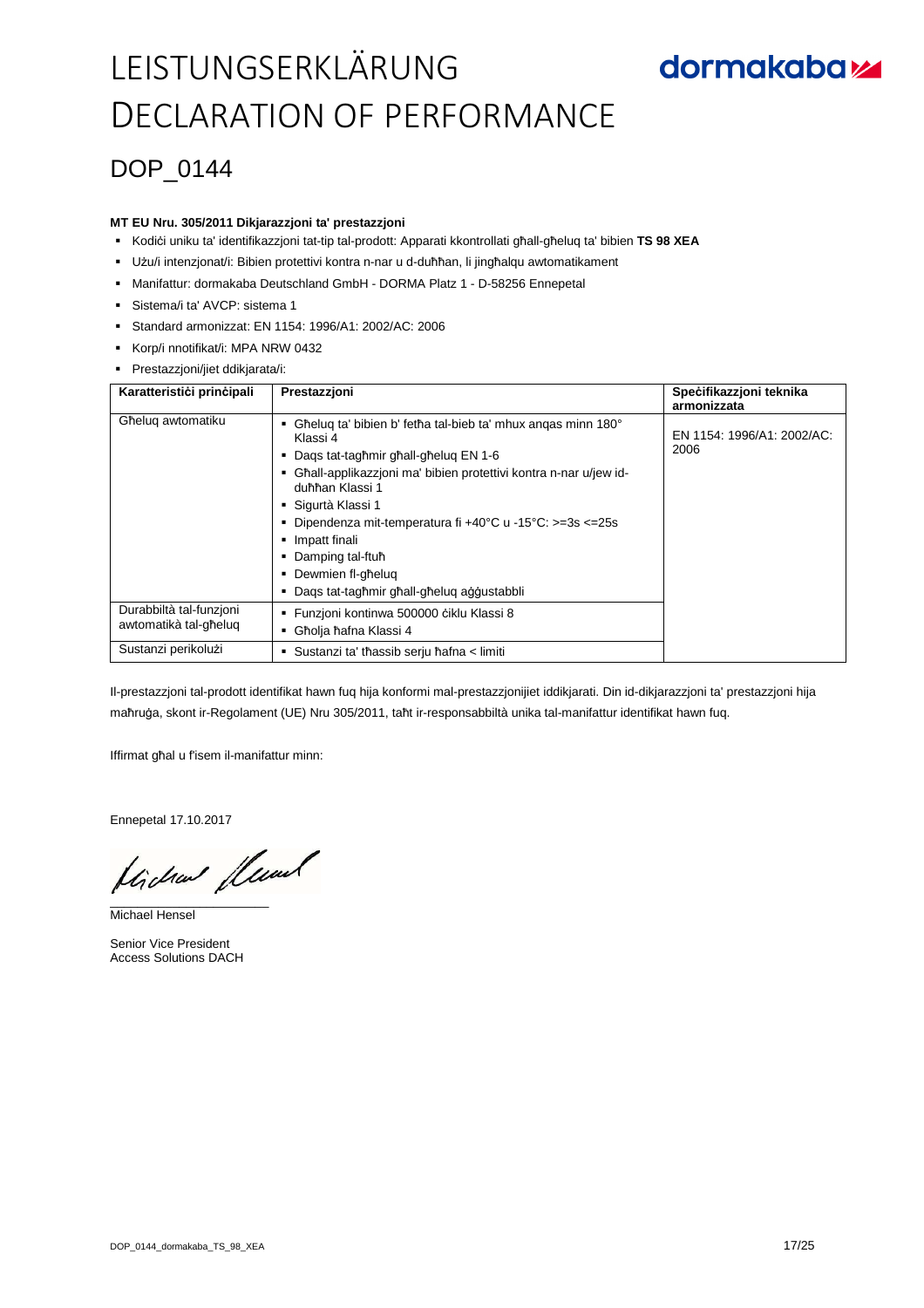# LEISTUNGSERKLÄRUNG
# DECLARATION OF PERFORMANCE

dormakaba

## DOP_0144

**MT EU Nru. 305/2011 Dikjarazzjoni ta' prestazzjoni**

- Kodiċi uniku ta' identifikazzjoni tat-tip tal-prodott: Apparati kkontrollati għall-għeluq ta' bibien **TS 98 XEA**
- Użu/i intenzjonat/i: Bibien protettivi kontra n-nar u d-duħħan, li jingħalqu awtomatikament
- Manifattur: dormakaba Deutschland GmbH - DORMA Platz 1 - D-58256 Ennepetal
- Sistema/i ta' AVCP: sistema 1
- Standard armonizzat: EN 1154: 1996/A1: 2002/AC: 2006
- Korp/i nnotifikat/i: MPA NRW 0432
- Prestazzjoni/jiet ddikjarata/i:

| Karatteristiċi prinċipali | Prestazzjoni | Speċifikazzjoni teknika armonizzata |
|---|---|---|
| Għeluq awtomatiku | ▪ Għeluq ta' bibien b' fetħa tal-bieb ta' mhux anqas minn 180° Klassi 4<br>▪ Daqs tat-tagħmir għall-għeluq EN 1-6<br>▪ Għall-applikazzjoni ma' bibien protettivi kontra n-nar u/jew id-duħħan Klassi 1<br>▪ Sigurtà Klassi 1<br>▪ Dipendenza mit-temperatura fi +40°C u -15°C: >=3s <=25s<br>▪ Impatt finali<br>▪ Damping tal-ftuħ<br>▪ Dewmien fl-għeluq<br>▪ Daqs tat-tagħmir għall-għeluq aġġustabbli | EN 1154: 1996/A1: 2002/AC: 2006 |
| Durabbiltà tal-funzjoni awtomatikà tal-għeluq | ▪ Funzjoni kontinwa 500000 ċiklu Klassi 8<br>▪ Għolja ħafna Klassi 4 | |
| Sustanzi perikolużi | ▪ Sustanzi ta' tħassib serju ħafna < limiti | |

Il-prestazzjoni tal-prodott identifikat hawn fuq hija konformi mal-prestazzjonijiet iddikjarati. Din id-dikjarazzjoni ta' prestazzjoni hija maħruġa, skont ir-Regolament (UE) Nru 305/2011, taħt ir-responsabbiltà unika tal-manifattur identifikat hawn fuq.

Iffirmat għal u f'isem il-manifattur minn:

Ennepetal 17.10.2017

Michael Hensel

Senior Vice President
Access Solutions DACH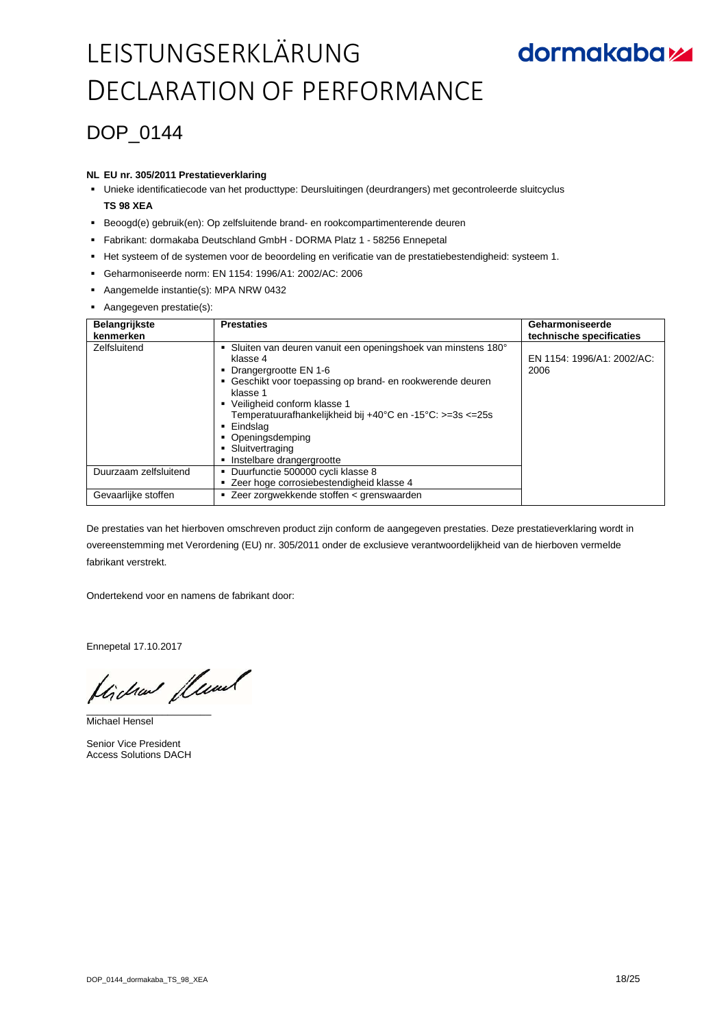# LEISTUNGSERKLÄRUNG
# DECLARATION OF PERFORMANCE

## DOP_0144

**NL EU nr. 305/2011 Prestatieverklaring**

- Unieke identificatiecode van het producttype: Deursluitingen (deurdrangers) met gecontroleerde sluitcyclus
  **TS 98 XEA**
- Beoogd(e) gebruik(en): Op zelfsluitende brand- en rookcompartimenterende deuren
- Fabrikant: dormakaba Deutschland GmbH - DORMA Platz 1 - 58256 Ennepetal
- Het systeem of de systemen voor de beoordeling en verificatie van de prestatiebestendigheid: systeem 1.
- Geharmoniseerde norm: EN 1154: 1996/A1: 2002/AC: 2006
- Aangemelde instantie(s): MPA NRW 0432
- Aangegeven prestatie(s):

| Belangrijkste kenmerken | Prestaties | Geharmoniseerde technische specificaties |
|---|---|---|
| Zelfsluitend | ▪ Sluiten van deuren vanuit een openingshoek van minstens 180° klasse 4<br>▪ Drangergrootte EN 1-6<br>▪ Geschikt voor toepassing op brand- en rookwerende deuren klasse 1<br>▪ Veiligheid conform klasse 1<br>Temperatuurafhankelijkheid bij +40°C en -15°C: >=3s <=25s<br>▪ Eindslag<br>▪ Openingsdemping<br>▪ Sluitvertraging<br>▪ Instelbare drangergrootte | EN 1154: 1996/A1: 2002/AC: 2006 |
| Duurzaam zelfsluitend | ▪ Duurfunctie 500000 cycli klasse 8<br>▪ Zeer hoge corrosiebestendigheid klasse 4 | |
| Gevaarlijke stoffen | ▪ Zeer zorgwekkende stoffen < grenswaarden | |

De prestaties van het hierboven omschreven product zijn conform de aangegeven prestaties. Deze prestatieverklaring wordt in overeenstemming met Verordening (EU) nr. 305/2011 onder de exclusieve verantwoordelijkheid van de hierboven vermelde fabrikant verstrekt.

Ondertekend voor en namens de fabrikant door:

Ennepetal 17.10.2017

Michael Hensel

Senior Vice President
Access Solutions DACH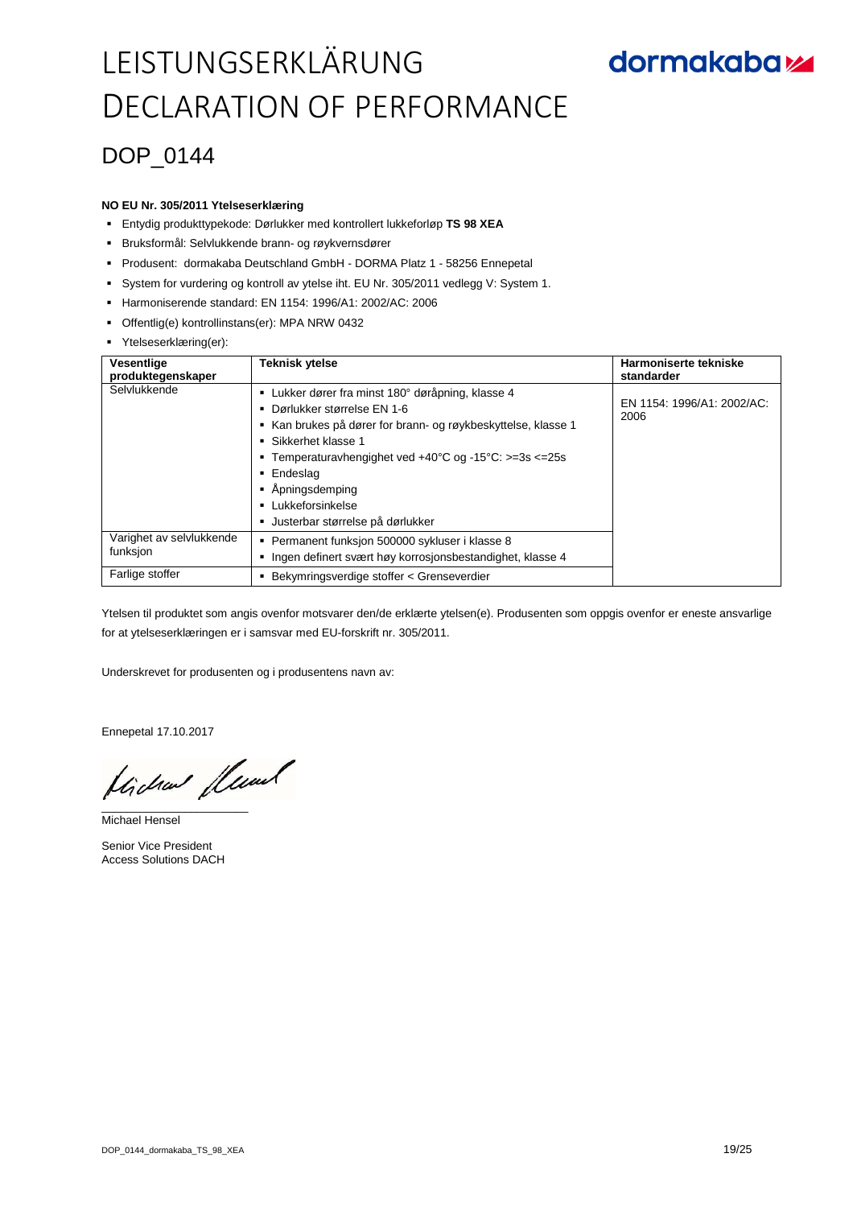# LEISTUNGSERKLÄRUNG
# DECLARATION OF PERFORMANCE

dormakaba

## DOP_0144

**NO EU Nr. 305/2011 Ytelseserklæring**

- Entydig produkttypekode: Dørlukker med kontrollert lukkeforløp **TS 98 XEA**
- Bruksformål: Selvlukkende brann- og røykvernsdører
- Produsent: dormakaba Deutschland GmbH - DORMA Platz 1 - 58256 Ennepetal
- System for vurdering og kontroll av ytelse iht. EU Nr. 305/2011 vedlegg V: System 1.
- Harmoniserende standard: EN 1154: 1996/A1: 2002/AC: 2006
- Offentlig(e) kontrollinstans(er): MPA NRW 0432
- Ytelseserklæring(er):

| **Vesentlige produktegenskaper** | **Teknisk ytelse** | **Harmoniserte tekniske standarder** |
|---|---|---|
| Selvlukkende | ▪ Lukker dører fra minst 180° døråpning, klasse 4<br>▪ Dørlukker størrelse EN 1-6<br>▪ Kan brukes på dører for brann- og røykbeskyttelse, klasse 1<br>▪ Sikkerhet klasse 1<br>▪ Temperaturavhengighet ved +40°C og -15°C: >=3s <=25s<br>▪ Endeslag<br>▪ Åpningsdemping<br>▪ Lukkeforsinkelse<br>▪ Justerbar størrelse på dørlukker | EN 1154: 1996/A1: 2002/AC: 2006 |
| Varighet av selvlukkende funksjon | ▪ Permanent funksjon 500000 sykluser i klasse 8<br>▪ Ingen definert svært høy korrosjonsbestandighet, klasse 4 | |
| Farlige stoffer | ▪ Bekymringsverdige stoffer < Grenseverdier | |

Ytelsen til produktet som angis ovenfor motsvarer den/de erklærte ytelsen(e). Produsenten som oppgis ovenfor er eneste ansvarlige for at ytelseserklæringen er i samsvar med EU-forskrift nr. 305/2011.

Underskrevet for produsenten og i produsentens navn av:

Ennepetal 17.10.2017

Michael Hensel

Senior Vice President
Access Solutions DACH

DOP_0144_dormakaba_TS_98_XEA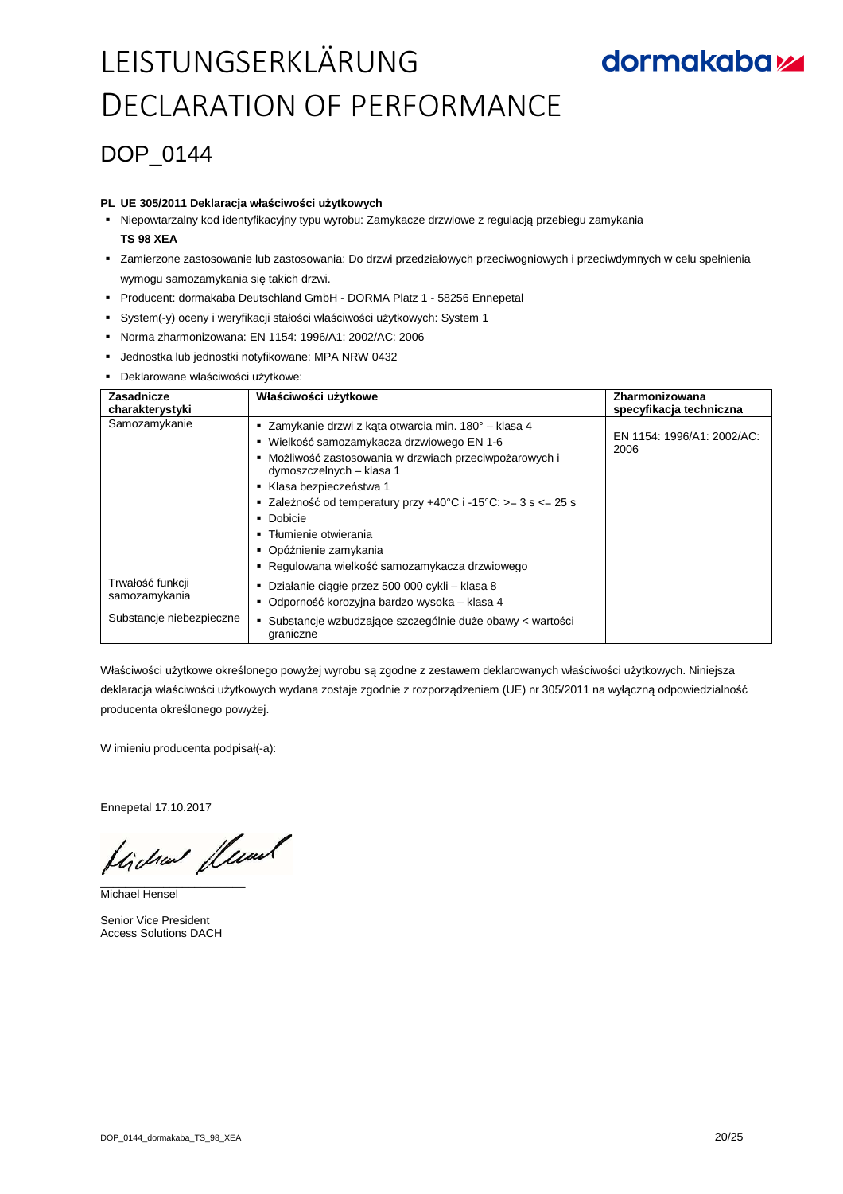# LEISTUNGSERKLÄRUNG
# DECLARATION OF PERFORMANCE

dormakaba

## DOP_0144

**PL UE 305/2011 Deklaracja właściwości użytkowych**

- Niepowtarzalny kod identyfikacyjny typu wyrobu: Zamykacze drzwiowe z regulacją przebiegu zamykania
  **TS 98 XEA**
- Zamierzone zastosowanie lub zastosowania: Do drzwi przedziałowych przeciwogniowych i przeciwdymnych w celu spełnienia wymogu samozamykania się takich drzwi.
- Producent: dormakaba Deutschland GmbH - DORMA Platz 1 - 58256 Ennepetal
- System(-y) oceny i weryfikacji stałości właściwości użytkowych: System 1
- Norma zharmonizowana: EN 1154: 1996/A1: 2002/AC: 2006
- Jednostka lub jednostki notyfikowane: MPA NRW 0432
- Deklarowane właściwości użytkowe:

| Zasadnicze charakterystyki | Właściwości użytkowe | Zharmonizowana specyfikacja techniczna |
|---|---|---|
| Samozamykanie | ▪ Zamykanie drzwi z kąta otwarcia min. 180° – klasa 4<br>▪ Wielkość samozamykacza drzwiowego EN 1-6<br>▪ Możliwość zastosowania w drzwiach przeciwpożarowych i dymoszczelnych – klasa 1<br>▪ Klasa bezpieczeństwa 1<br>▪ Zależność od temperatury przy +40°C i -15°C: >= 3 s <= 25 s<br>▪ Dobicie<br>▪ Tłumienie otwierania<br>▪ Opóźnienie zamykania<br>▪ Regulowana wielkość samozamykacza drzwiowego | EN 1154: 1996/A1: 2002/AC: 2006 |
| Trwałość funkcji samozamykania | ▪ Działanie ciągłe przez 500 000 cykli – klasa 8<br>▪ Odporność korozyjna bardzo wysoka – klasa 4 | |
| Substancje niebezpieczne | ▪ Substancje wzbudzające szczególnie duże obawy < wartości graniczne | |

Właściwości użytkowe określonego powyżej wyrobu są zgodne z zestawem deklarowanych właściwości użytkowych. Niniejsza deklaracja właściwości użytkowych wydana zostaje zgodnie z rozporządzeniem (UE) nr 305/2011 na wyłączną odpowiedzialność producenta określonego powyżej.

W imieniu producenta podpisał(-a):

Ennepetal 17.10.2017

Michael Hensel

Senior Vice President
Access Solutions DACH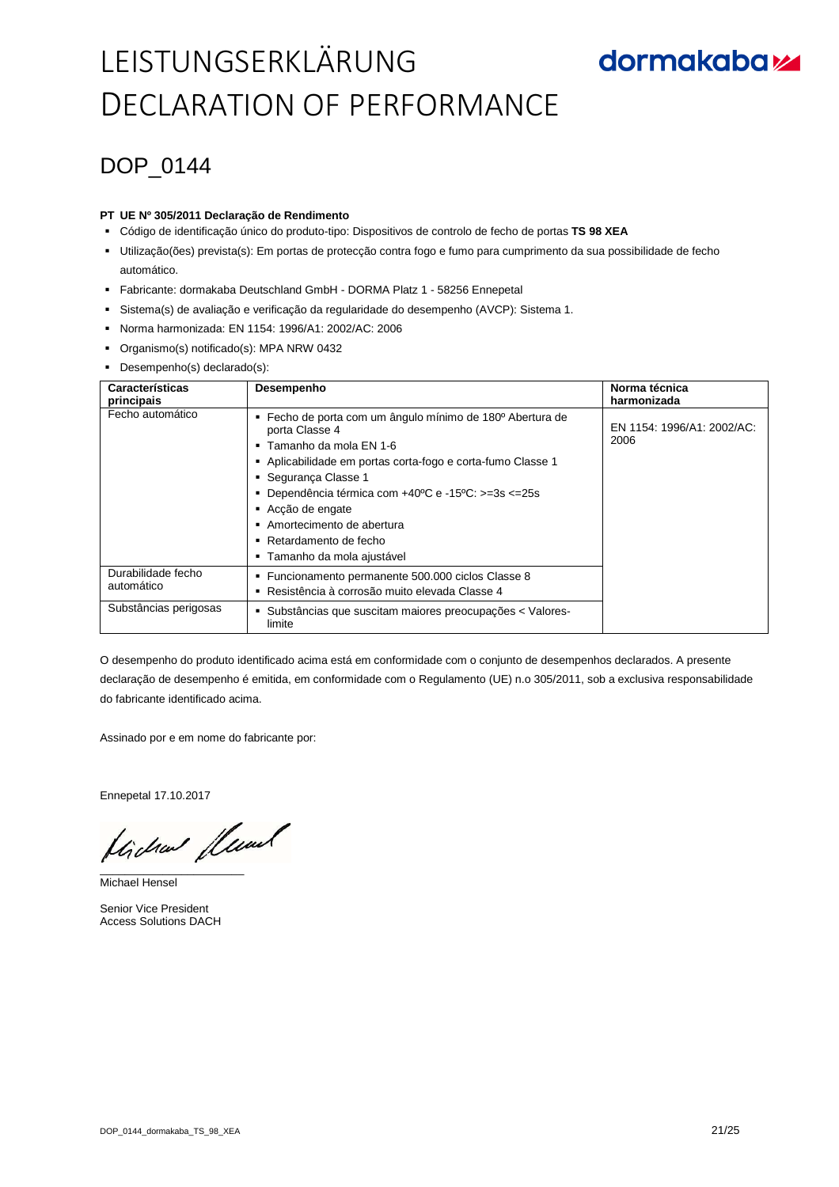# LEISTUNGSERKLÄRUNG
# DECLARATION OF PERFORMANCE

dormakaba

## DOP_0144

**PT UE Nº 305/2011 Declaração de Rendimento**

- Código de identificação único do produto-tipo: Dispositivos de controlo de fecho de portas **TS 98 XEA**
- Utilização(ões) prevista(s): Em portas de protecção contra fogo e fumo para cumprimento da sua possibilidade de fecho automático.
- Fabricante: dormakaba Deutschland GmbH - DORMA Platz 1 - 58256 Ennepetal
- Sistema(s) de avaliação e verificação da regularidade do desempenho (AVCP): Sistema 1.
- Norma harmonizada: EN 1154: 1996/A1: 2002/AC: 2006
- Organismo(s) notificado(s): MPA NRW 0432
- Desempenho(s) declarado(s):

| Características principais | Desempenho | Norma técnica harmonizada |
|---|---|---|
| Fecho automático | ▪ Fecho de porta com um ângulo mínimo de 180º Abertura de porta Classe 4<br>▪ Tamanho da mola EN 1-6<br>▪ Aplicabilidade em portas corta-fogo e corta-fumo Classe 1<br>▪ Segurança Classe 1<br>▪ Dependência térmica com +40ºC e -15ºC: >=3s <=25s<br>▪ Acção de engate<br>▪ Amortecimento de abertura<br>▪ Retardamento de fecho<br>▪ Tamanho da mola ajustável | EN 1154: 1996/A1: 2002/AC: 2006 |
| Durabilidade fecho automático | ▪ Funcionamento permanente 500.000 ciclos Classe 8<br>▪ Resistência à corrosão muito elevada Classe 4 | |
| Substâncias perigosas | ▪ Substâncias que suscitam maiores preocupações < Valores-limite | |

O desempenho do produto identificado acima está em conformidade com o conjunto de desempenhos declarados. A presente declaração de desempenho é emitida, em conformidade com o Regulamento (UE) n.o 305/2011, sob a exclusiva responsabilidade do fabricante identificado acima.

Assinado por e em nome do fabricante por:

Ennepetal 17.10.2017

Michael Hensel

Senior Vice President
Access Solutions DACH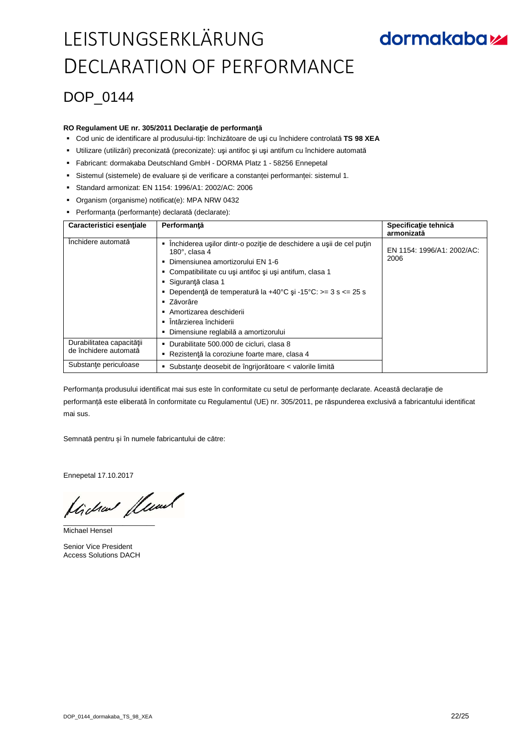# LEISTUNGSERKLÄRUNG
# DECLARATION OF PERFORMANCE

dormakaba

## DOP_0144

**RO Regulament UE nr. 305/2011 Declaraţie de performanţă**

- Cod unic de identificare al produsului-tip: închizătoare de uşi cu închidere controlată **TS 98 XEA**
- Utilizare (utilizări) preconizată (preconizate): uşi antifoc şi uşi antifum cu închidere automată
- Fabricant: dormakaba Deutschland GmbH - DORMA Platz 1 - 58256 Ennepetal
- Sistemul (sistemele) de evaluare și de verificare a constanței performanței: sistemul 1.
- Standard armonizat: EN 1154: 1996/A1: 2002/AC: 2006
- Organism (organisme) notificat(e): MPA NRW 0432
- Performanța (performanțe) declarată (declarate):

| Caracteristici esenţiale | Performanţă | Specificaţie tehnică armonizată |
|---|---|---|
| Închidere automată | ▪ Închiderea uşilor dintr-o poziţie de deschidere a uşii de cel puţin 180°, clasa 4<br>▪ Dimensiunea amortizorului EN 1-6<br>▪ Compatibilitate cu uşi antifoc şi uşi antifum, clasa 1<br>▪ Siguranţă clasa 1<br>▪ Dependenţă de temperatură la +40°C şi -15°C: >= 3 s <= 25 s<br>▪ Zăvorâre<br>▪ Amortizarea deschiderii<br>▪ Întârzierea închiderii<br>▪ Dimensiune reglabilă a amortizorului | EN 1154: 1996/A1: 2002/AC: 2006 |
| Durabilitatea capacităţii de închidere automată | ▪ Durabilitate 500.000 de cicluri, clasa 8<br>▪ Rezistenţă la coroziune foarte mare, clasa 4 | |
| Substanţe periculoase | ▪ Substanţe deosebit de îngrijorătoare < valorile limită | |

Performanța produsului identificat mai sus este în conformitate cu setul de performanțe declarate. Această declarație de performanță este eliberată în conformitate cu Regulamentul (UE) nr. 305/2011, pe răspunderea exclusivă a fabricantului identificat mai sus.

Semnată pentru și în numele fabricantului de către:

Ennepetal 17.10.2017

Michael Hensel

Senior Vice President
Access Solutions DACH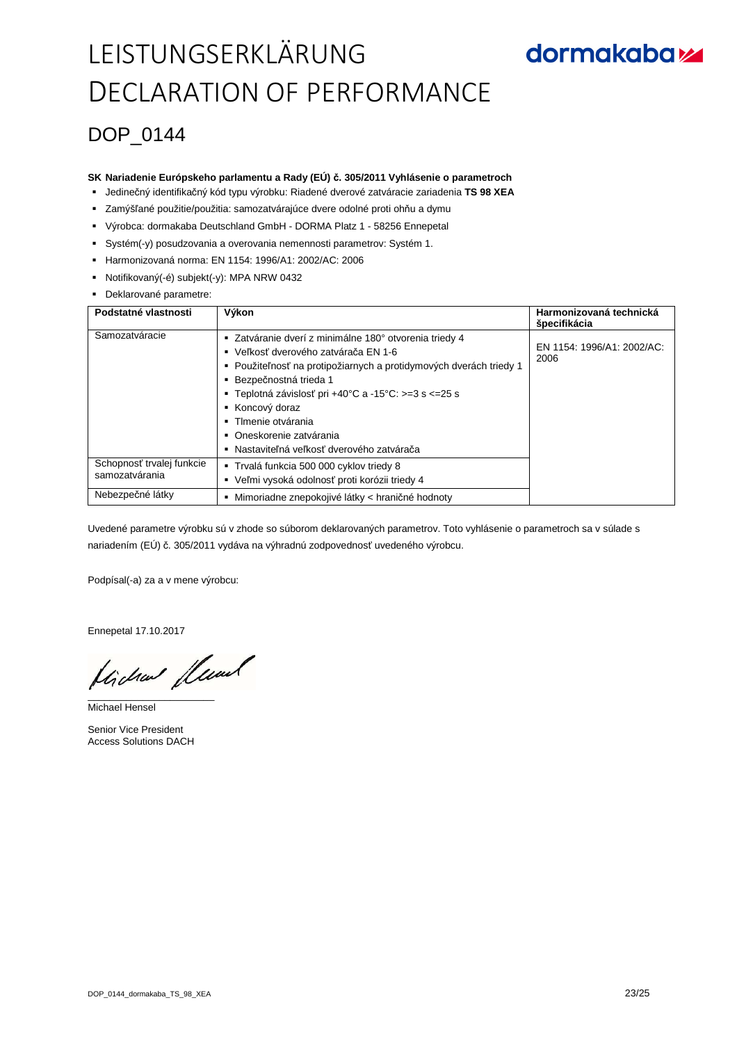# LEISTUNGSERKLÄRUNG
# DECLARATION OF PERFORMANCE

dormakaba

## DOP_0144

**SK Nariadenie Európskeho parlamentu a Rady (EÚ) č. 305/2011 Vyhlásenie o parametroch**

- Jedinečný identifikačný kód typu výrobku: Riadené dverové zatváracie zariadenia **TS 98 XEA**
- Zamýšľané použitie/použitia: samozatvárajúce dvere odolné proti ohňu a dymu
- Výrobca: dormakaba Deutschland GmbH - DORMA Platz 1 - 58256 Ennepetal
- Systém(-y) posudzovania a overovania nemennosti parametrov: Systém 1.
- Harmonizovaná norma: EN 1154: 1996/A1: 2002/AC: 2006
- Notifikovaný(-é) subjekt(-y): MPA NRW 0432
- Deklarované parametre:

| **Podstatné vlastnosti** | **Výkon** | **Harmonizovaná technická špecifikácia** |
|---|---|---|
| Samozatváracie | ▪ Zatváranie dverí z minimálne 180° otvorenia triedy 4<br>▪ Veľkosť dverového zatvárača EN 1-6<br>▪ Použiteľnosť na protipožiarnych a protidymových dverách triedy 1<br>▪ Bezpečnostná trieda 1<br>▪ Teplotná závislosť pri +40°C a -15°C: >=3 s <=25 s<br>▪ Koncový doraz<br>▪ Tlmenie otvárania<br>▪ Oneskorenie zatvárania<br>▪ Nastaviteľná veľkosť dverového zatvárača | EN 1154: 1996/A1: 2002/AC: 2006 |
| Schopnosť trvalej funkcie samozatvárania | ▪ Trvalá funkcia 500 000 cyklov triedy 8<br>▪ Veľmi vysoká odolnosť proti korózii triedy 4 | |
| Nebezpečné látky | ▪ Mimoriadne znepokojivé látky < hraničné hodnoty | |

Uvedené parametre výrobku sú v zhode so súborom deklarovaných parametrov. Toto vyhlásenie o parametroch sa v súlade s nariadením (EÚ) č. 305/2011 vydáva na výhradnú zodpovednosť uvedeného výrobcu.

Podpísal(-a) za a v mene výrobcu:

Ennepetal 17.10.2017

Michael Hensel

Senior Vice President
Access Solutions DACH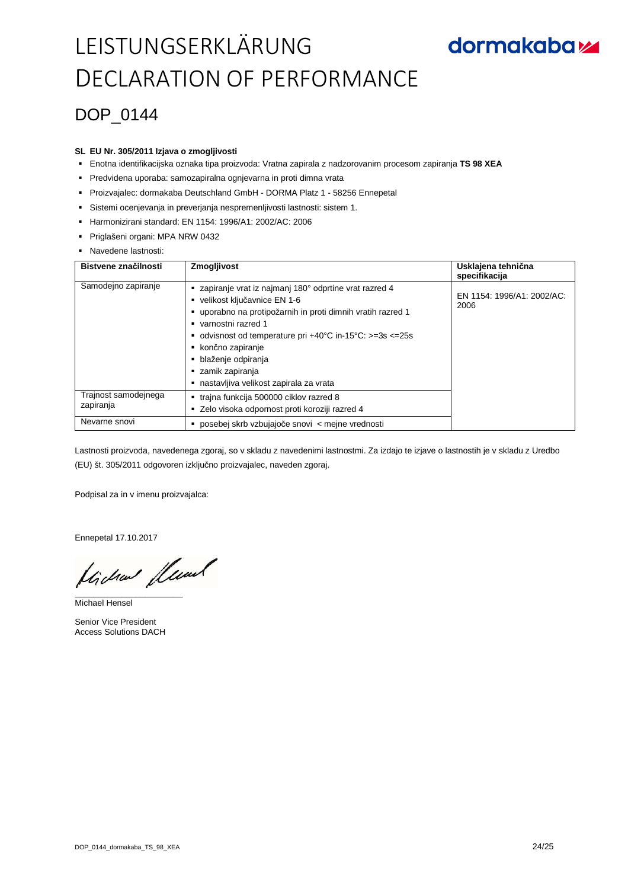# LEISTUNGSERKLÄRUNG
# DECLARATION OF PERFORMANCE

dormakaba

## DOP_0144

**SL EU Nr. 305/2011 Izjava o zmogljivosti**

- Enotna identifikacijska oznaka tipa proizvoda: Vratna zapirala z nadzorovanim procesom zapiranja **TS 98 XEA**
- Predvidena uporaba: samozapiralna ognjevarna in proti dimna vrata
- Proizvajalec: dormakaba Deutschland GmbH - DORMA Platz 1 - 58256 Ennepetal
- Sistemi ocenjevanja in preverjanja nespremenljivosti lastnosti: sistem 1.
- Harmonizirani standard: EN 1154: 1996/A1: 2002/AC: 2006
- Priglašeni organi: MPA NRW 0432
- Navedene lastnosti:

| Bistvene značilnosti | Zmogljivost | Usklajena tehnična specifikacija |
|---|---|---|
| Samodejno zapiranje | ▪ zapiranje vrat iz najmanj 180° odprtine vrat razred 4<br>▪ velikost ključavnice EN 1-6<br>▪ uporabno na protipožarnih in proti dimnih vratih razred 1<br>▪ varnostni razred 1<br>▪ odvisnost od temperature pri +40°C in-15°C: >=3s <=25s<br>▪ končno zapiranje<br>▪ blaženje odpiranja<br>▪ zamik zapiranja<br>▪ nastavljiva velikost zapirala za vrata | EN 1154: 1996/A1: 2002/AC: 2006 |
| Trajnost samodejnega zapiranja | ▪ trajna funkcija 500000 ciklov razred 8<br>▪ Zelo visoka odpornost proti koroziji razred 4 | |
| Nevarne snovi | ▪ posebej skrb vzbujajoče snovi < mejne vrednosti | |

Lastnosti proizvoda, navedenega zgoraj, so v skladu z navedenimi lastnostmi. Za izdajo te izjave o lastnostih je v skladu z Uredbo (EU) št. 305/2011 odgovoren izključno proizvajalec, naveden zgoraj.

Podpisal za in v imenu proizvajalca:

Ennepetal 17.10.2017

Michael Hensel

Senior Vice President
Access Solutions DACH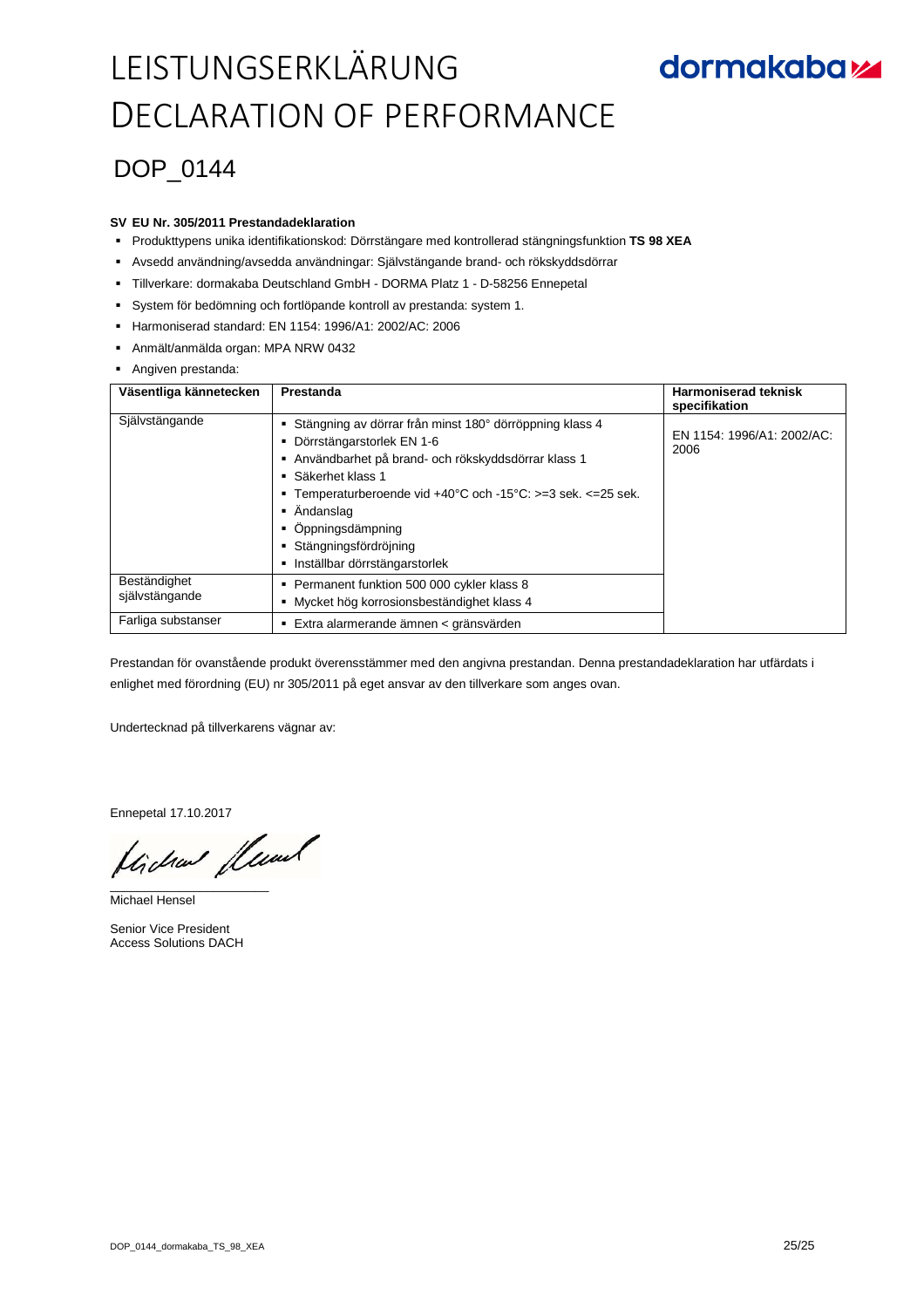# LEISTUNGSERKLÄRUNG
# DECLARATION OF PERFORMANCE

dormakaba

## DOP_0144

**SV EU Nr. 305/2011 Prestandadeklaration**

- Produkttypens unika identifikationskod: Dörrstängare med kontrollerad stängningsfunktion **TS 98 XEA**
- Avsedd användning/avsedda användningar: Självstängande brand- och rökskyddsdörrar
- Tillverkare: dormakaba Deutschland GmbH - DORMA Platz 1 - D-58256 Ennepetal
- System för bedömning och fortlöpande kontroll av prestanda: system 1.
- Harmoniserad standard: EN 1154: 1996/A1: 2002/AC: 2006
- Anmält/anmälda organ: MPA NRW 0432
- Angiven prestanda:

| Väsentliga kännetecken | Prestanda | Harmoniserad teknisk specifikation |
|---|---|---|
| Självstängande | ▪ Stängning av dörrar från minst 180° dörröppning klass 4<br>▪ Dörrstängarstorlek EN 1-6<br>▪ Användbarhet på brand- och rökskyddsdörrar klass 1<br>▪ Säkerhet klass 1<br>▪ Temperaturberoende vid +40°C och -15°C: >=3 sek. <=25 sek.<br>▪ Ändanslag<br>▪ Öppningsdämpning<br>▪ Stängningsfördröjning<br>▪ Inställbar dörrstängarstorlek | EN 1154: 1996/A1: 2002/AC: 2006 |
| Beständighet självstängande | ▪ Permanent funktion 500 000 cykler klass 8<br>▪ Mycket hög korrosionsbeständighet klass 4 | |
| Farliga substanser | ▪ Extra alarmerande ämnen < gränsvärden | |

Prestandan för ovanstående produkt överensstämmer med den angivna prestandan. Denna prestandadeklaration har utfärdats i enlighet med förordning (EU) nr 305/2011 på eget ansvar av den tillverkare som anges ovan.

Undertecknad på tillverkarens vägnar av:

Ennepetal 17.10.2017

Michael Hensel

Senior Vice President
Access Solutions DACH